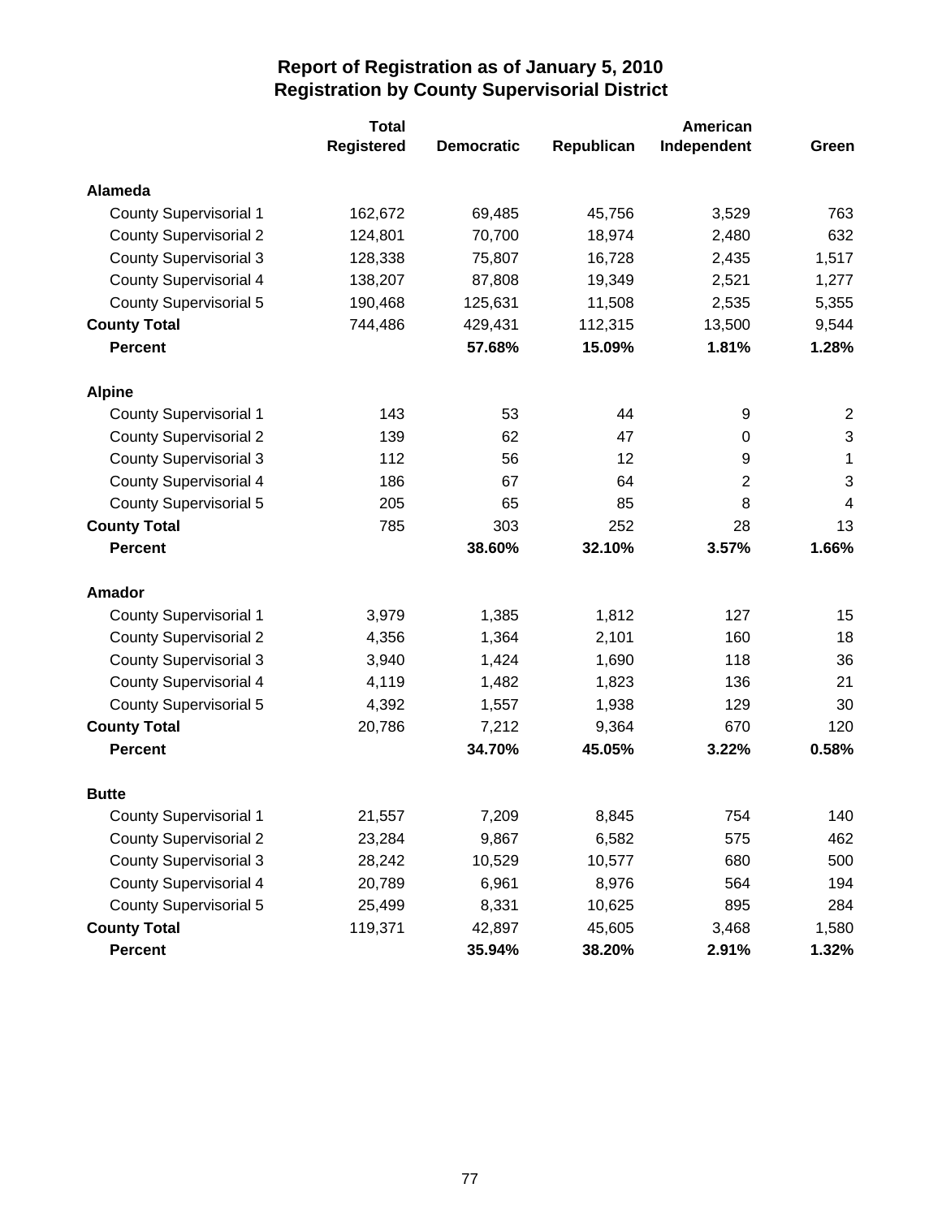# Report of Registration as of January 5, 2010
## Registration by County Supervisorial District

| | Total Registered | Democratic | Republican | American Independent | Green |
|---|---|---|---|---|---|
| **Alameda** | | | | | |
| County Supervisorial 1 | 162,672 | 69,485 | 45,756 | 3,529 | 763 |
| County Supervisorial 2 | 124,801 | 70,700 | 18,974 | 2,480 | 632 |
| County Supervisorial 3 | 128,338 | 75,807 | 16,728 | 2,435 | 1,517 |
| County Supervisorial 4 | 138,207 | 87,808 | 19,349 | 2,521 | 1,277 |
| County Supervisorial 5 | 190,468 | 125,631 | 11,508 | 2,535 | 5,355 |
| **County Total** | 744,486 | 429,431 | 112,315 | 13,500 | 9,544 |
| **Percent** | | **57.68%** | **15.09%** | **1.81%** | **1.28%** |
| **Alpine** | | | | | |
| County Supervisorial 1 | 143 | 53 | 44 | 9 | 2 |
| County Supervisorial 2 | 139 | 62 | 47 | 0 | 3 |
| County Supervisorial 3 | 112 | 56 | 12 | 9 | 1 |
| County Supervisorial 4 | 186 | 67 | 64 | 2 | 3 |
| County Supervisorial 5 | 205 | 65 | 85 | 8 | 4 |
| **County Total** | 785 | 303 | 252 | 28 | 13 |
| **Percent** | | **38.60%** | **32.10%** | **3.57%** | **1.66%** |
| **Amador** | | | | | |
| County Supervisorial 1 | 3,979 | 1,385 | 1,812 | 127 | 15 |
| County Supervisorial 2 | 4,356 | 1,364 | 2,101 | 160 | 18 |
| County Supervisorial 3 | 3,940 | 1,424 | 1,690 | 118 | 36 |
| County Supervisorial 4 | 4,119 | 1,482 | 1,823 | 136 | 21 |
| County Supervisorial 5 | 4,392 | 1,557 | 1,938 | 129 | 30 |
| **County Total** | 20,786 | 7,212 | 9,364 | 670 | 120 |
| **Percent** | | **34.70%** | **45.05%** | **3.22%** | **0.58%** |
| **Butte** | | | | | |
| County Supervisorial 1 | 21,557 | 7,209 | 8,845 | 754 | 140 |
| County Supervisorial 2 | 23,284 | 9,867 | 6,582 | 575 | 462 |
| County Supervisorial 3 | 28,242 | 10,529 | 10,577 | 680 | 500 |
| County Supervisorial 4 | 20,789 | 6,961 | 8,976 | 564 | 194 |
| County Supervisorial 5 | 25,499 | 8,331 | 10,625 | 895 | 284 |
| **County Total** | 119,371 | 42,897 | 45,605 | 3,468 | 1,580 |
| **Percent** | | **35.94%** | **38.20%** | **2.91%** | **1.32%** |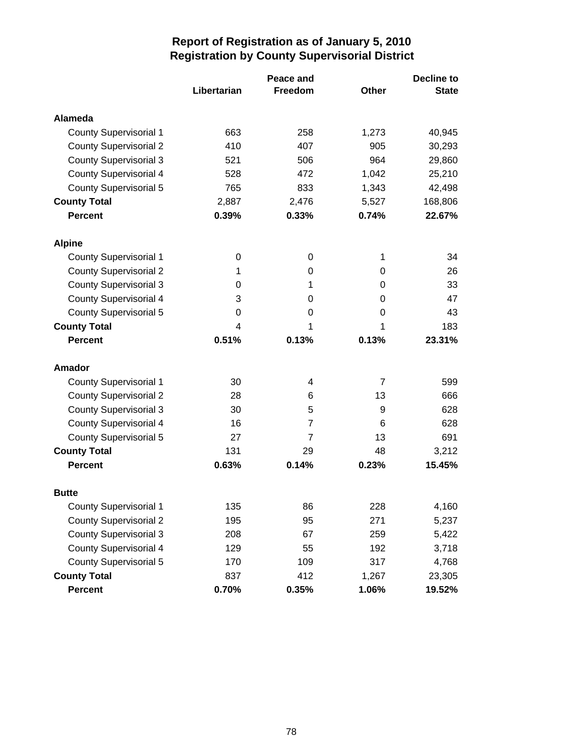# Report of Registration as of January 5, 2010
## Registration by County Supervisorial District

| | Libertarian | Peace and Freedom | Other | Decline to State |
|---|---|---|---|---|
| **Alameda** | | | | |
| County Supervisorial 1 | 663 | 258 | 1,273 | 40,945 |
| County Supervisorial 2 | 410 | 407 | 905 | 30,293 |
| County Supervisorial 3 | 521 | 506 | 964 | 29,860 |
| County Supervisorial 4 | 528 | 472 | 1,042 | 25,210 |
| County Supervisorial 5 | 765 | 833 | 1,343 | 42,498 |
| **County Total** | 2,887 | 2,476 | 5,527 | 168,806 |
| **Percent** | **0.39%** | **0.33%** | **0.74%** | **22.67%** |
| **Alpine** | | | | |
| County Supervisorial 1 | 0 | 0 | 1 | 34 |
| County Supervisorial 2 | 1 | 0 | 0 | 26 |
| County Supervisorial 3 | 0 | 1 | 0 | 33 |
| County Supervisorial 4 | 3 | 0 | 0 | 47 |
| County Supervisorial 5 | 0 | 0 | 0 | 43 |
| **County Total** | 4 | 1 | 1 | 183 |
| **Percent** | **0.51%** | **0.13%** | **0.13%** | **23.31%** |
| **Amador** | | | | |
| County Supervisorial 1 | 30 | 4 | 7 | 599 |
| County Supervisorial 2 | 28 | 6 | 13 | 666 |
| County Supervisorial 3 | 30 | 5 | 9 | 628 |
| County Supervisorial 4 | 16 | 7 | 6 | 628 |
| County Supervisorial 5 | 27 | 7 | 13 | 691 |
| **County Total** | 131 | 29 | 48 | 3,212 |
| **Percent** | **0.63%** | **0.14%** | **0.23%** | **15.45%** |
| **Butte** | | | | |
| County Supervisorial 1 | 135 | 86 | 228 | 4,160 |
| County Supervisorial 2 | 195 | 95 | 271 | 5,237 |
| County Supervisorial 3 | 208 | 67 | 259 | 5,422 |
| County Supervisorial 4 | 129 | 55 | 192 | 3,718 |
| County Supervisorial 5 | 170 | 109 | 317 | 4,768 |
| **County Total** | 837 | 412 | 1,267 | 23,305 |
| **Percent** | **0.70%** | **0.35%** | **1.06%** | **19.52%** |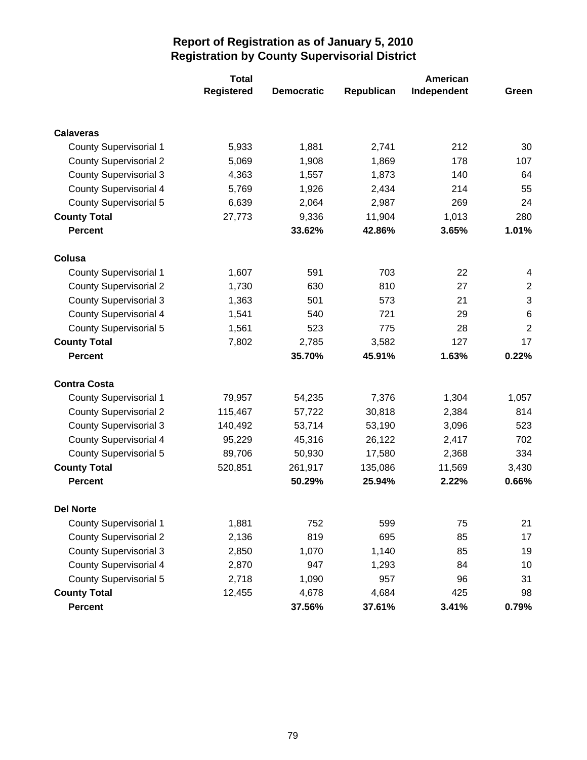# Report of Registration as of January 5, 2010
## Registration by County Supervisorial District

| | Total Registered | Democratic | Republican | American Independent | Green |
|---|---|---|---|---|---|
| **Calaveras** | | | | | |
| County Supervisorial 1 | 5,933 | 1,881 | 2,741 | 212 | 30 |
| County Supervisorial 2 | 5,069 | 1,908 | 1,869 | 178 | 107 |
| County Supervisorial 3 | 4,363 | 1,557 | 1,873 | 140 | 64 |
| County Supervisorial 4 | 5,769 | 1,926 | 2,434 | 214 | 55 |
| County Supervisorial 5 | 6,639 | 2,064 | 2,987 | 269 | 24 |
| **County Total** | 27,773 | 9,336 | 11,904 | 1,013 | 280 |
| **Percent** | | **33.62%** | **42.86%** | **3.65%** | **1.01%** |
| **Colusa** | | | | | |
| County Supervisorial 1 | 1,607 | 591 | 703 | 22 | 4 |
| County Supervisorial 2 | 1,730 | 630 | 810 | 27 | 2 |
| County Supervisorial 3 | 1,363 | 501 | 573 | 21 | 3 |
| County Supervisorial 4 | 1,541 | 540 | 721 | 29 | 6 |
| County Supervisorial 5 | 1,561 | 523 | 775 | 28 | 2 |
| **County Total** | 7,802 | 2,785 | 3,582 | 127 | 17 |
| **Percent** | | **35.70%** | **45.91%** | **1.63%** | **0.22%** |
| **Contra Costa** | | | | | |
| County Supervisorial 1 | 79,957 | 54,235 | 7,376 | 1,304 | 1,057 |
| County Supervisorial 2 | 115,467 | 57,722 | 30,818 | 2,384 | 814 |
| County Supervisorial 3 | 140,492 | 53,714 | 53,190 | 3,096 | 523 |
| County Supervisorial 4 | 95,229 | 45,316 | 26,122 | 2,417 | 702 |
| County Supervisorial 5 | 89,706 | 50,930 | 17,580 | 2,368 | 334 |
| **County Total** | 520,851 | 261,917 | 135,086 | 11,569 | 3,430 |
| **Percent** | | **50.29%** | **25.94%** | **2.22%** | **0.66%** |
| **Del Norte** | | | | | |
| County Supervisorial 1 | 1,881 | 752 | 599 | 75 | 21 |
| County Supervisorial 2 | 2,136 | 819 | 695 | 85 | 17 |
| County Supervisorial 3 | 2,850 | 1,070 | 1,140 | 85 | 19 |
| County Supervisorial 4 | 2,870 | 947 | 1,293 | 84 | 10 |
| County Supervisorial 5 | 2,718 | 1,090 | 957 | 96 | 31 |
| **County Total** | 12,455 | 4,678 | 4,684 | 425 | 98 |
| **Percent** | | **37.56%** | **37.61%** | **3.41%** | **0.79%** |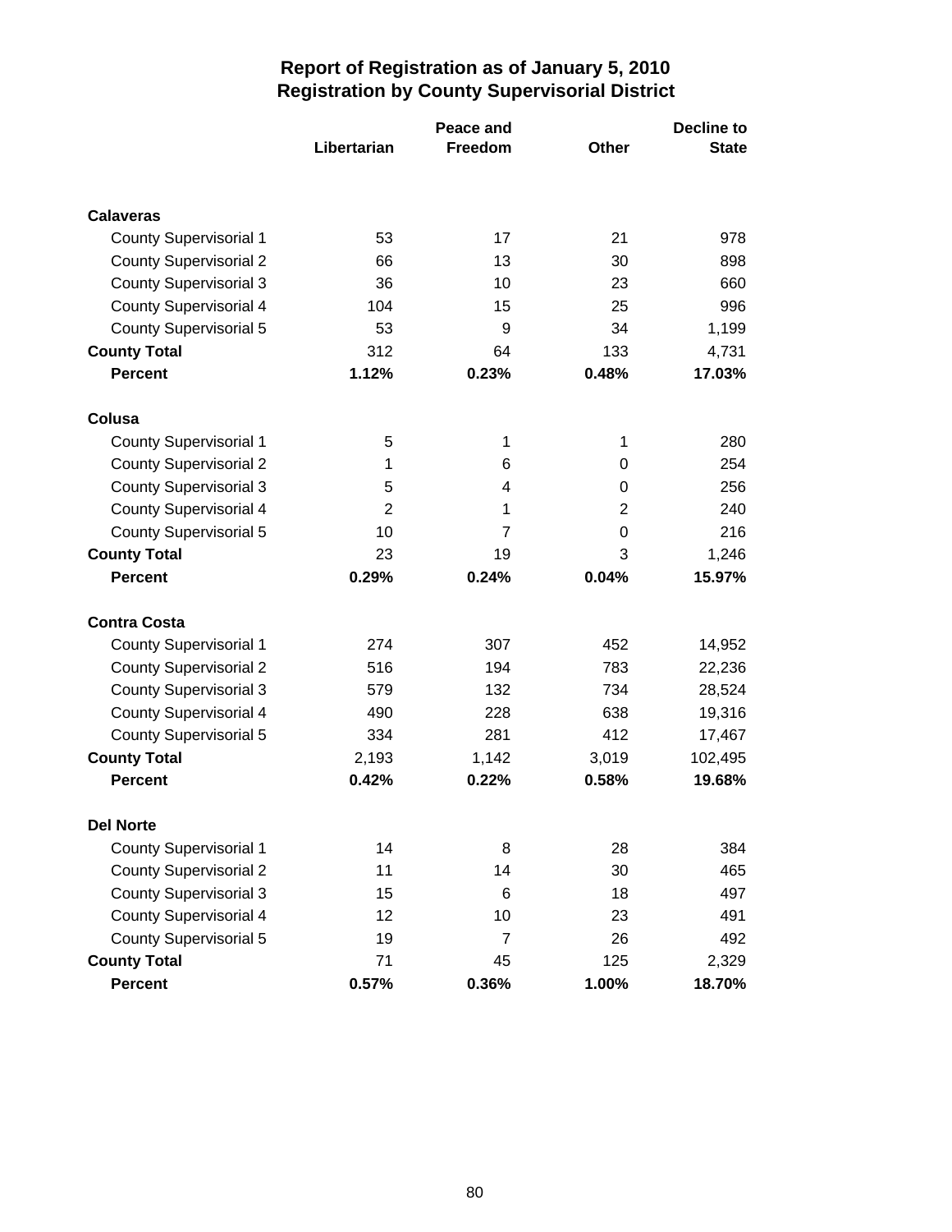# Report of Registration as of January 5, 2010
## Registration by County Supervisorial District

| | Libertarian | Peace and Freedom | Other | Decline to State |
|---|---|---|---|---|
| **Calaveras** | | | | |
| County Supervisorial 1 | 53 | 17 | 21 | 978 |
| County Supervisorial 2 | 66 | 13 | 30 | 898 |
| County Supervisorial 3 | 36 | 10 | 23 | 660 |
| County Supervisorial 4 | 104 | 15 | 25 | 996 |
| County Supervisorial 5 | 53 | 9 | 34 | 1,199 |
| **County Total** | 312 | 64 | 133 | 4,731 |
| **Percent** | **1.12%** | **0.23%** | **0.48%** | **17.03%** |
| **Colusa** | | | | |
| County Supervisorial 1 | 5 | 1 | 1 | 280 |
| County Supervisorial 2 | 1 | 6 | 0 | 254 |
| County Supervisorial 3 | 5 | 4 | 0 | 256 |
| County Supervisorial 4 | 2 | 1 | 2 | 240 |
| County Supervisorial 5 | 10 | 7 | 0 | 216 |
| **County Total** | 23 | 19 | 3 | 1,246 |
| **Percent** | **0.29%** | **0.24%** | **0.04%** | **15.97%** |
| **Contra Costa** | | | | |
| County Supervisorial 1 | 274 | 307 | 452 | 14,952 |
| County Supervisorial 2 | 516 | 194 | 783 | 22,236 |
| County Supervisorial 3 | 579 | 132 | 734 | 28,524 |
| County Supervisorial 4 | 490 | 228 | 638 | 19,316 |
| County Supervisorial 5 | 334 | 281 | 412 | 17,467 |
| **County Total** | 2,193 | 1,142 | 3,019 | 102,495 |
| **Percent** | **0.42%** | **0.22%** | **0.58%** | **19.68%** |
| **Del Norte** | | | | |
| County Supervisorial 1 | 14 | 8 | 28 | 384 |
| County Supervisorial 2 | 11 | 14 | 30 | 465 |
| County Supervisorial 3 | 15 | 6 | 18 | 497 |
| County Supervisorial 4 | 12 | 10 | 23 | 491 |
| County Supervisorial 5 | 19 | 7 | 26 | 492 |
| **County Total** | 71 | 45 | 125 | 2,329 |
| **Percent** | **0.57%** | **0.36%** | **1.00%** | **18.70%** |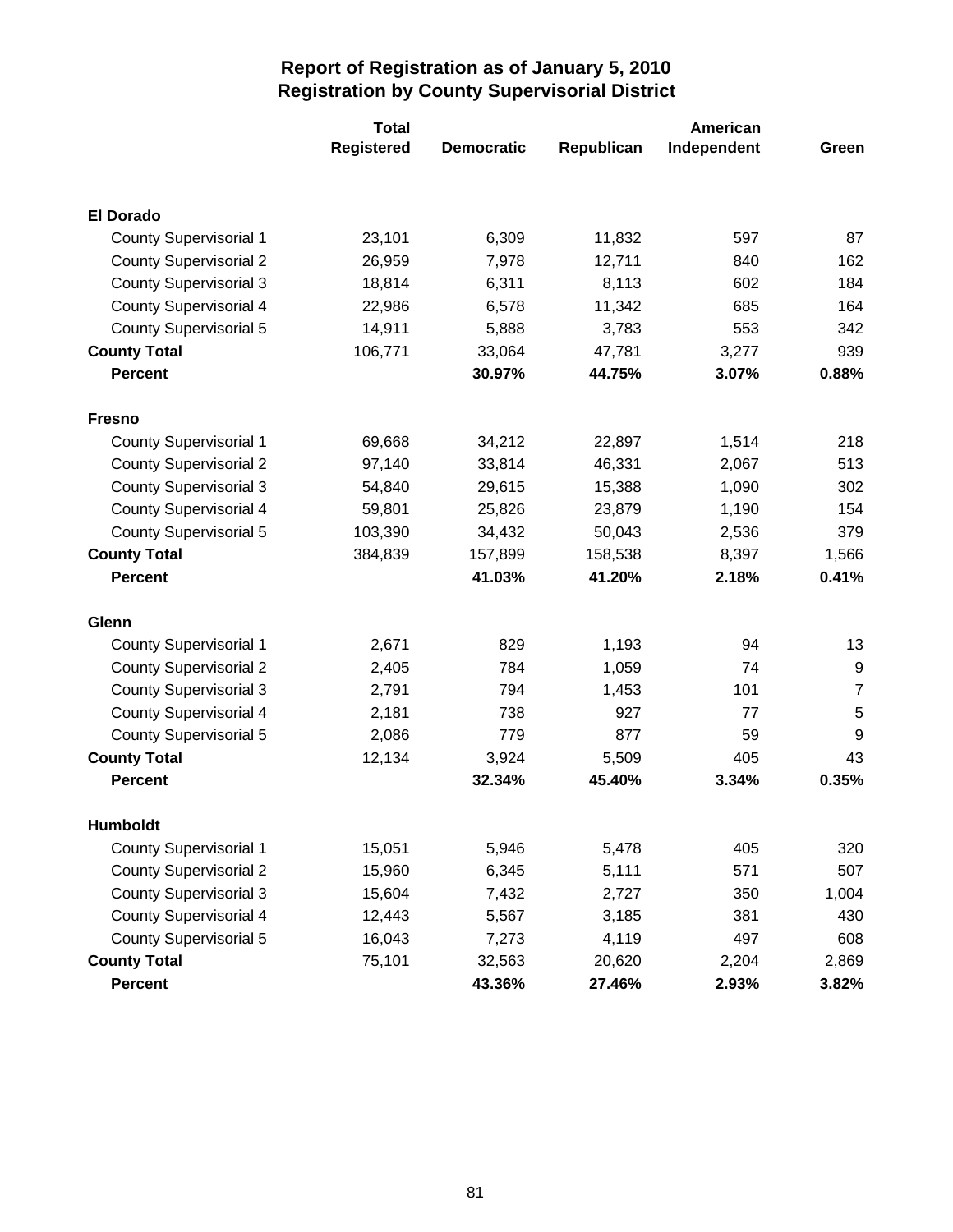# Report of Registration as of January 5, 2010
## Registration by County Supervisorial District

| | Total Registered | Democratic | Republican | American Independent | Green |
|---|---|---|---|---|---|
| **El Dorado** | | | | | |
| County Supervisorial 1 | 23,101 | 6,309 | 11,832 | 597 | 87 |
| County Supervisorial 2 | 26,959 | 7,978 | 12,711 | 840 | 162 |
| County Supervisorial 3 | 18,814 | 6,311 | 8,113 | 602 | 184 |
| County Supervisorial 4 | 22,986 | 6,578 | 11,342 | 685 | 164 |
| County Supervisorial 5 | 14,911 | 5,888 | 3,783 | 553 | 342 |
| **County Total** | 106,771 | 33,064 | 47,781 | 3,277 | 939 |
| **Percent** | | **30.97%** | **44.75%** | **3.07%** | **0.88%** |
| **Fresno** | | | | | |
| County Supervisorial 1 | 69,668 | 34,212 | 22,897 | 1,514 | 218 |
| County Supervisorial 2 | 97,140 | 33,814 | 46,331 | 2,067 | 513 |
| County Supervisorial 3 | 54,840 | 29,615 | 15,388 | 1,090 | 302 |
| County Supervisorial 4 | 59,801 | 25,826 | 23,879 | 1,190 | 154 |
| County Supervisorial 5 | 103,390 | 34,432 | 50,043 | 2,536 | 379 |
| **County Total** | 384,839 | 157,899 | 158,538 | 8,397 | 1,566 |
| **Percent** | | **41.03%** | **41.20%** | **2.18%** | **0.41%** |
| **Glenn** | | | | | |
| County Supervisorial 1 | 2,671 | 829 | 1,193 | 94 | 13 |
| County Supervisorial 2 | 2,405 | 784 | 1,059 | 74 | 9 |
| County Supervisorial 3 | 2,791 | 794 | 1,453 | 101 | 7 |
| County Supervisorial 4 | 2,181 | 738 | 927 | 77 | 5 |
| County Supervisorial 5 | 2,086 | 779 | 877 | 59 | 9 |
| **County Total** | 12,134 | 3,924 | 5,509 | 405 | 43 |
| **Percent** | | **32.34%** | **45.40%** | **3.34%** | **0.35%** |
| **Humboldt** | | | | | |
| County Supervisorial 1 | 15,051 | 5,946 | 5,478 | 405 | 320 |
| County Supervisorial 2 | 15,960 | 6,345 | 5,111 | 571 | 507 |
| County Supervisorial 3 | 15,604 | 7,432 | 2,727 | 350 | 1,004 |
| County Supervisorial 4 | 12,443 | 5,567 | 3,185 | 381 | 430 |
| County Supervisorial 5 | 16,043 | 7,273 | 4,119 | 497 | 608 |
| **County Total** | 75,101 | 32,563 | 20,620 | 2,204 | 2,869 |
| **Percent** | | **43.36%** | **27.46%** | **2.93%** | **3.82%** |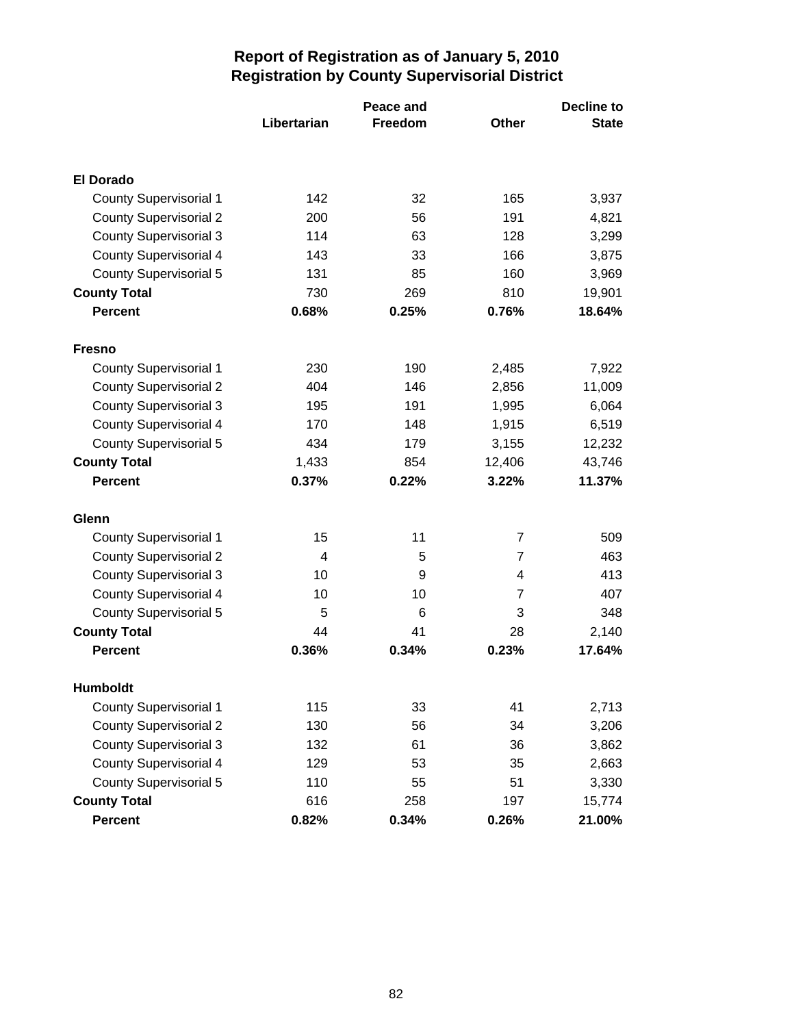# Report of Registration as of January 5, 2010
## Registration by County Supervisorial District

| | Libertarian | Peace and Freedom | Other | Decline to State |
|---|---|---|---|---|
| **El Dorado** | | | | |
| County Supervisorial 1 | 142 | 32 | 165 | 3,937 |
| County Supervisorial 2 | 200 | 56 | 191 | 4,821 |
| County Supervisorial 3 | 114 | 63 | 128 | 3,299 |
| County Supervisorial 4 | 143 | 33 | 166 | 3,875 |
| County Supervisorial 5 | 131 | 85 | 160 | 3,969 |
| **County Total** | 730 | 269 | 810 | 19,901 |
| **Percent** | **0.68%** | **0.25%** | **0.76%** | **18.64%** |
| **Fresno** | | | | |
| County Supervisorial 1 | 230 | 190 | 2,485 | 7,922 |
| County Supervisorial 2 | 404 | 146 | 2,856 | 11,009 |
| County Supervisorial 3 | 195 | 191 | 1,995 | 6,064 |
| County Supervisorial 4 | 170 | 148 | 1,915 | 6,519 |
| County Supervisorial 5 | 434 | 179 | 3,155 | 12,232 |
| **County Total** | 1,433 | 854 | 12,406 | 43,746 |
| **Percent** | **0.37%** | **0.22%** | **3.22%** | **11.37%** |
| **Glenn** | | | | |
| County Supervisorial 1 | 15 | 11 | 7 | 509 |
| County Supervisorial 2 | 4 | 5 | 7 | 463 |
| County Supervisorial 3 | 10 | 9 | 4 | 413 |
| County Supervisorial 4 | 10 | 10 | 7 | 407 |
| County Supervisorial 5 | 5 | 6 | 3 | 348 |
| **County Total** | 44 | 41 | 28 | 2,140 |
| **Percent** | **0.36%** | **0.34%** | **0.23%** | **17.64%** |
| **Humboldt** | | | | |
| County Supervisorial 1 | 115 | 33 | 41 | 2,713 |
| County Supervisorial 2 | 130 | 56 | 34 | 3,206 |
| County Supervisorial 3 | 132 | 61 | 36 | 3,862 |
| County Supervisorial 4 | 129 | 53 | 35 | 2,663 |
| County Supervisorial 5 | 110 | 55 | 51 | 3,330 |
| **County Total** | 616 | 258 | 197 | 15,774 |
| **Percent** | **0.82%** | **0.34%** | **0.26%** | **21.00%** |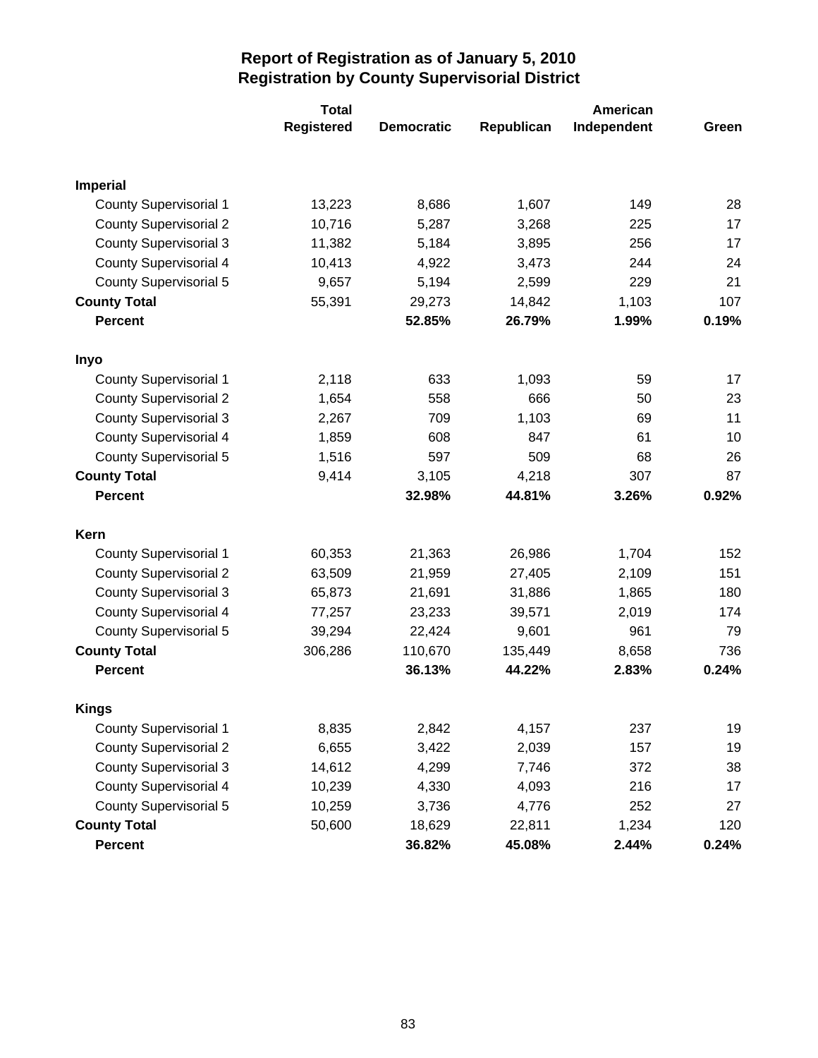# Report of Registration as of January 5, 2010
## Registration by County Supervisorial District

| | Total Registered | Democratic | Republican | American Independent | Green |
|---|---|---|---|---|---|
| **Imperial** | | | | | |
| County Supervisorial 1 | 13,223 | 8,686 | 1,607 | 149 | 28 |
| County Supervisorial 2 | 10,716 | 5,287 | 3,268 | 225 | 17 |
| County Supervisorial 3 | 11,382 | 5,184 | 3,895 | 256 | 17 |
| County Supervisorial 4 | 10,413 | 4,922 | 3,473 | 244 | 24 |
| County Supervisorial 5 | 9,657 | 5,194 | 2,599 | 229 | 21 |
| **County Total** | 55,391 | 29,273 | 14,842 | 1,103 | 107 |
| **Percent** | | **52.85%** | **26.79%** | **1.99%** | **0.19%** |
| **Inyo** | | | | | |
| County Supervisorial 1 | 2,118 | 633 | 1,093 | 59 | 17 |
| County Supervisorial 2 | 1,654 | 558 | 666 | 50 | 23 |
| County Supervisorial 3 | 2,267 | 709 | 1,103 | 69 | 11 |
| County Supervisorial 4 | 1,859 | 608 | 847 | 61 | 10 |
| County Supervisorial 5 | 1,516 | 597 | 509 | 68 | 26 |
| **County Total** | 9,414 | 3,105 | 4,218 | 307 | 87 |
| **Percent** | | **32.98%** | **44.81%** | **3.26%** | **0.92%** |
| **Kern** | | | | | |
| County Supervisorial 1 | 60,353 | 21,363 | 26,986 | 1,704 | 152 |
| County Supervisorial 2 | 63,509 | 21,959 | 27,405 | 2,109 | 151 |
| County Supervisorial 3 | 65,873 | 21,691 | 31,886 | 1,865 | 180 |
| County Supervisorial 4 | 77,257 | 23,233 | 39,571 | 2,019 | 174 |
| County Supervisorial 5 | 39,294 | 22,424 | 9,601 | 961 | 79 |
| **County Total** | 306,286 | 110,670 | 135,449 | 8,658 | 736 |
| **Percent** | | **36.13%** | **44.22%** | **2.83%** | **0.24%** |
| **Kings** | | | | | |
| County Supervisorial 1 | 8,835 | 2,842 | 4,157 | 237 | 19 |
| County Supervisorial 2 | 6,655 | 3,422 | 2,039 | 157 | 19 |
| County Supervisorial 3 | 14,612 | 4,299 | 7,746 | 372 | 38 |
| County Supervisorial 4 | 10,239 | 4,330 | 4,093 | 216 | 17 |
| County Supervisorial 5 | 10,259 | 3,736 | 4,776 | 252 | 27 |
| **County Total** | 50,600 | 18,629 | 22,811 | 1,234 | 120 |
| **Percent** | | **36.82%** | **45.08%** | **2.44%** | **0.24%** |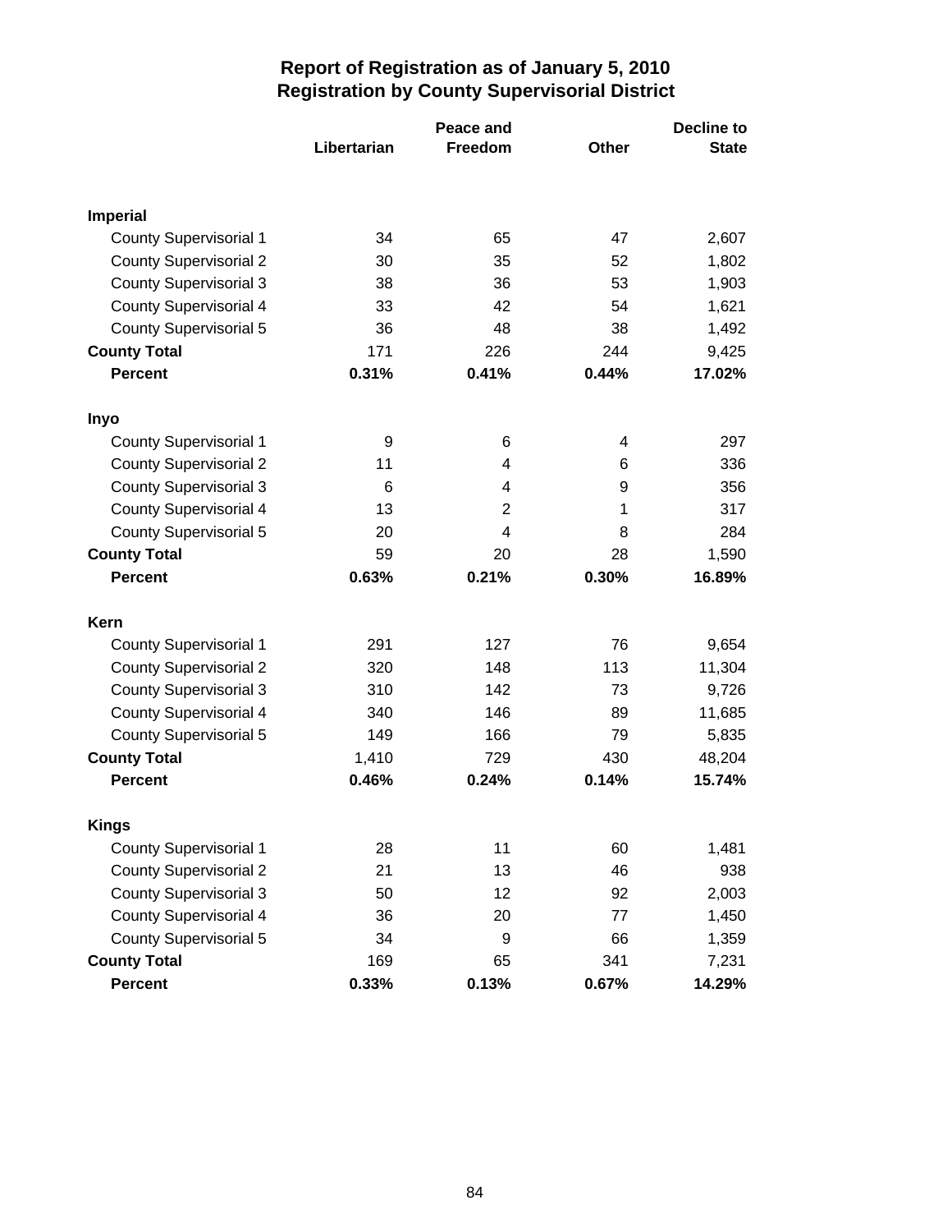# Report of Registration as of January 5, 2010
## Registration by County Supervisorial District

| | Libertarian | Peace and Freedom | Other | Decline to State |
|---|---|---|---|---|
| **Imperial** | | | | |
| County Supervisorial 1 | 34 | 65 | 47 | 2,607 |
| County Supervisorial 2 | 30 | 35 | 52 | 1,802 |
| County Supervisorial 3 | 38 | 36 | 53 | 1,903 |
| County Supervisorial 4 | 33 | 42 | 54 | 1,621 |
| County Supervisorial 5 | 36 | 48 | 38 | 1,492 |
| **County Total** | 171 | 226 | 244 | 9,425 |
| **Percent** | **0.31%** | **0.41%** | **0.44%** | **17.02%** |
| **Inyo** | | | | |
| County Supervisorial 1 | 9 | 6 | 4 | 297 |
| County Supervisorial 2 | 11 | 4 | 6 | 336 |
| County Supervisorial 3 | 6 | 4 | 9 | 356 |
| County Supervisorial 4 | 13 | 2 | 1 | 317 |
| County Supervisorial 5 | 20 | 4 | 8 | 284 |
| **County Total** | 59 | 20 | 28 | 1,590 |
| **Percent** | **0.63%** | **0.21%** | **0.30%** | **16.89%** |
| **Kern** | | | | |
| County Supervisorial 1 | 291 | 127 | 76 | 9,654 |
| County Supervisorial 2 | 320 | 148 | 113 | 11,304 |
| County Supervisorial 3 | 310 | 142 | 73 | 9,726 |
| County Supervisorial 4 | 340 | 146 | 89 | 11,685 |
| County Supervisorial 5 | 149 | 166 | 79 | 5,835 |
| **County Total** | 1,410 | 729 | 430 | 48,204 |
| **Percent** | **0.46%** | **0.24%** | **0.14%** | **15.74%** |
| **Kings** | | | | |
| County Supervisorial 1 | 28 | 11 | 60 | 1,481 |
| County Supervisorial 2 | 21 | 13 | 46 | 938 |
| County Supervisorial 3 | 50 | 12 | 92 | 2,003 |
| County Supervisorial 4 | 36 | 20 | 77 | 1,450 |
| County Supervisorial 5 | 34 | 9 | 66 | 1,359 |
| **County Total** | 169 | 65 | 341 | 7,231 |
| **Percent** | **0.33%** | **0.13%** | **0.67%** | **14.29%** |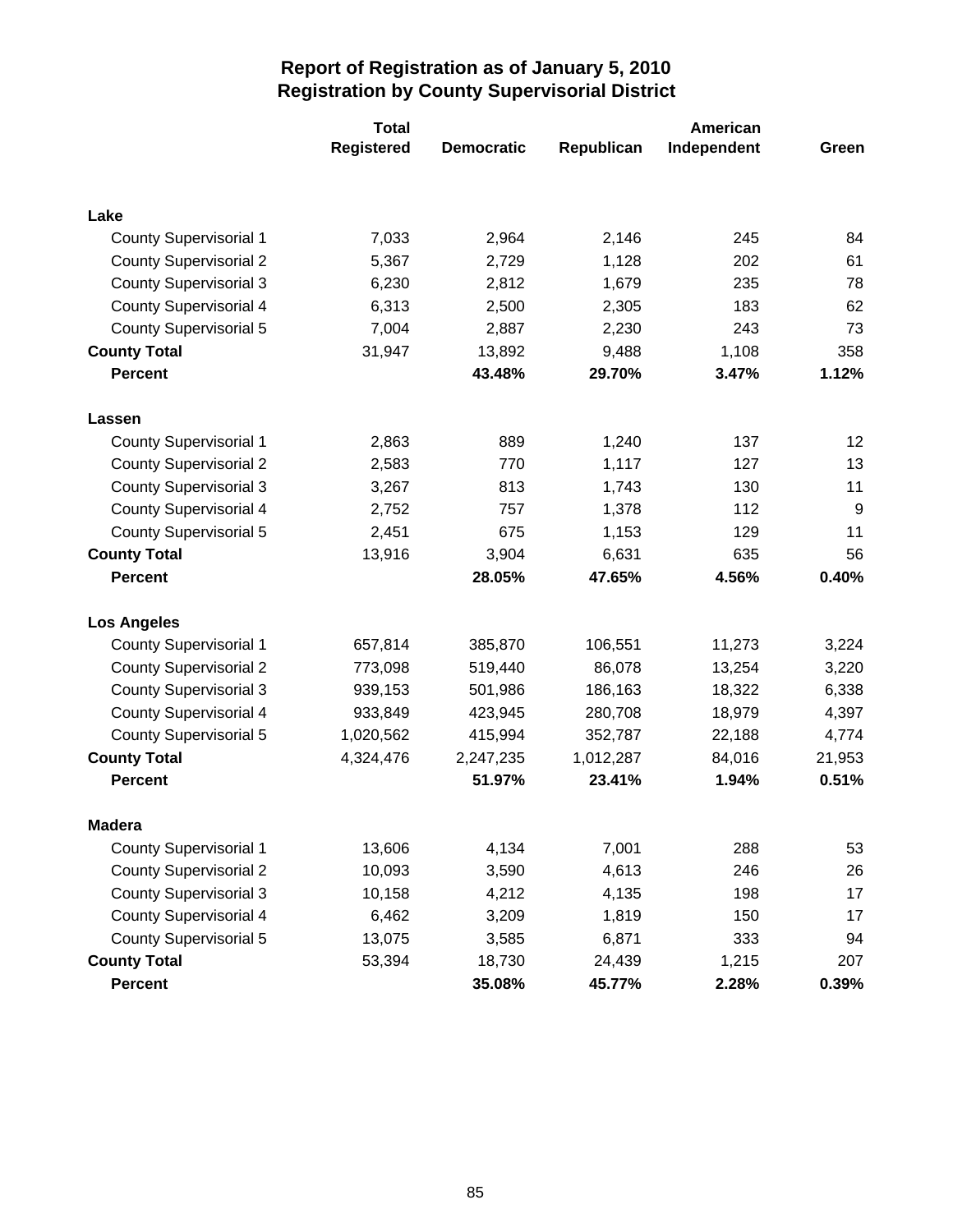# Report of Registration as of January 5, 2010
## Registration by County Supervisorial District

| | Total Registered | Democratic | Republican | American Independent | Green |
|---|---|---|---|---|---|
| **Lake** | | | | | |
| County Supervisorial 1 | 7,033 | 2,964 | 2,146 | 245 | 84 |
| County Supervisorial 2 | 5,367 | 2,729 | 1,128 | 202 | 61 |
| County Supervisorial 3 | 6,230 | 2,812 | 1,679 | 235 | 78 |
| County Supervisorial 4 | 6,313 | 2,500 | 2,305 | 183 | 62 |
| County Supervisorial 5 | 7,004 | 2,887 | 2,230 | 243 | 73 |
| **County Total** | 31,947 | 13,892 | 9,488 | 1,108 | 358 |
| **Percent** | | **43.48%** | **29.70%** | **3.47%** | **1.12%** |
| **Lassen** | | | | | |
| County Supervisorial 1 | 2,863 | 889 | 1,240 | 137 | 12 |
| County Supervisorial 2 | 2,583 | 770 | 1,117 | 127 | 13 |
| County Supervisorial 3 | 3,267 | 813 | 1,743 | 130 | 11 |
| County Supervisorial 4 | 2,752 | 757 | 1,378 | 112 | 9 |
| County Supervisorial 5 | 2,451 | 675 | 1,153 | 129 | 11 |
| **County Total** | 13,916 | 3,904 | 6,631 | 635 | 56 |
| **Percent** | | **28.05%** | **47.65%** | **4.56%** | **0.40%** |
| **Los Angeles** | | | | | |
| County Supervisorial 1 | 657,814 | 385,870 | 106,551 | 11,273 | 3,224 |
| County Supervisorial 2 | 773,098 | 519,440 | 86,078 | 13,254 | 3,220 |
| County Supervisorial 3 | 939,153 | 501,986 | 186,163 | 18,322 | 6,338 |
| County Supervisorial 4 | 933,849 | 423,945 | 280,708 | 18,979 | 4,397 |
| County Supervisorial 5 | 1,020,562 | 415,994 | 352,787 | 22,188 | 4,774 |
| **County Total** | 4,324,476 | 2,247,235 | 1,012,287 | 84,016 | 21,953 |
| **Percent** | | **51.97%** | **23.41%** | **1.94%** | **0.51%** |
| **Madera** | | | | | |
| County Supervisorial 1 | 13,606 | 4,134 | 7,001 | 288 | 53 |
| County Supervisorial 2 | 10,093 | 3,590 | 4,613 | 246 | 26 |
| County Supervisorial 3 | 10,158 | 4,212 | 4,135 | 198 | 17 |
| County Supervisorial 4 | 6,462 | 3,209 | 1,819 | 150 | 17 |
| County Supervisorial 5 | 13,075 | 3,585 | 6,871 | 333 | 94 |
| **County Total** | 53,394 | 18,730 | 24,439 | 1,215 | 207 |
| **Percent** | | **35.08%** | **45.77%** | **2.28%** | **0.39%** |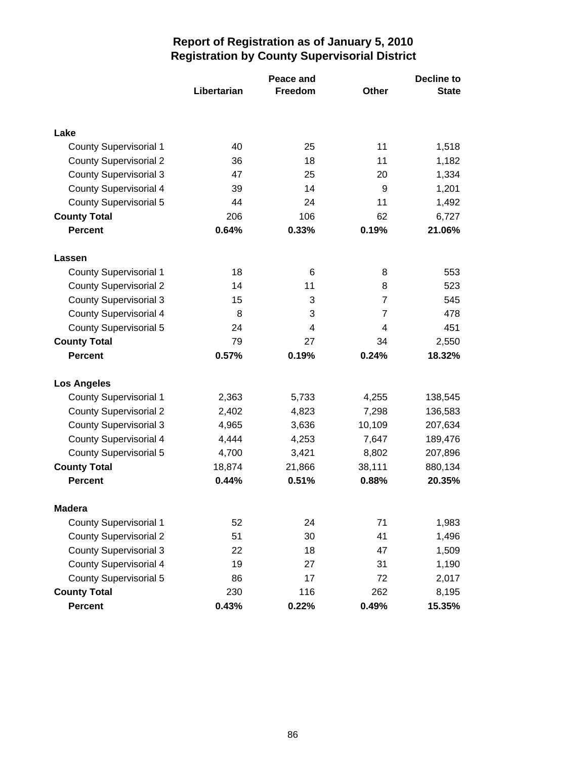# Report of Registration as of January 5, 2010
## Registration by County Supervisorial District

| | Libertarian | Peace and Freedom | Other | Decline to State |
|---|---|---|---|---|
| **Lake** | | | | |
| County Supervisorial 1 | 40 | 25 | 11 | 1,518 |
| County Supervisorial 2 | 36 | 18 | 11 | 1,182 |
| County Supervisorial 3 | 47 | 25 | 20 | 1,334 |
| County Supervisorial 4 | 39 | 14 | 9 | 1,201 |
| County Supervisorial 5 | 44 | 24 | 11 | 1,492 |
| **County Total** | 206 | 106 | 62 | 6,727 |
| **Percent** | **0.64%** | **0.33%** | **0.19%** | **21.06%** |
| **Lassen** | | | | |
| County Supervisorial 1 | 18 | 6 | 8 | 553 |
| County Supervisorial 2 | 14 | 11 | 8 | 523 |
| County Supervisorial 3 | 15 | 3 | 7 | 545 |
| County Supervisorial 4 | 8 | 3 | 7 | 478 |
| County Supervisorial 5 | 24 | 4 | 4 | 451 |
| **County Total** | 79 | 27 | 34 | 2,550 |
| **Percent** | **0.57%** | **0.19%** | **0.24%** | **18.32%** |
| **Los Angeles** | | | | |
| County Supervisorial 1 | 2,363 | 5,733 | 4,255 | 138,545 |
| County Supervisorial 2 | 2,402 | 4,823 | 7,298 | 136,583 |
| County Supervisorial 3 | 4,965 | 3,636 | 10,109 | 207,634 |
| County Supervisorial 4 | 4,444 | 4,253 | 7,647 | 189,476 |
| County Supervisorial 5 | 4,700 | 3,421 | 8,802 | 207,896 |
| **County Total** | 18,874 | 21,866 | 38,111 | 880,134 |
| **Percent** | **0.44%** | **0.51%** | **0.88%** | **20.35%** |
| **Madera** | | | | |
| County Supervisorial 1 | 52 | 24 | 71 | 1,983 |
| County Supervisorial 2 | 51 | 30 | 41 | 1,496 |
| County Supervisorial 3 | 22 | 18 | 47 | 1,509 |
| County Supervisorial 4 | 19 | 27 | 31 | 1,190 |
| County Supervisorial 5 | 86 | 17 | 72 | 2,017 |
| **County Total** | 230 | 116 | 262 | 8,195 |
| **Percent** | **0.43%** | **0.22%** | **0.49%** | **15.35%** |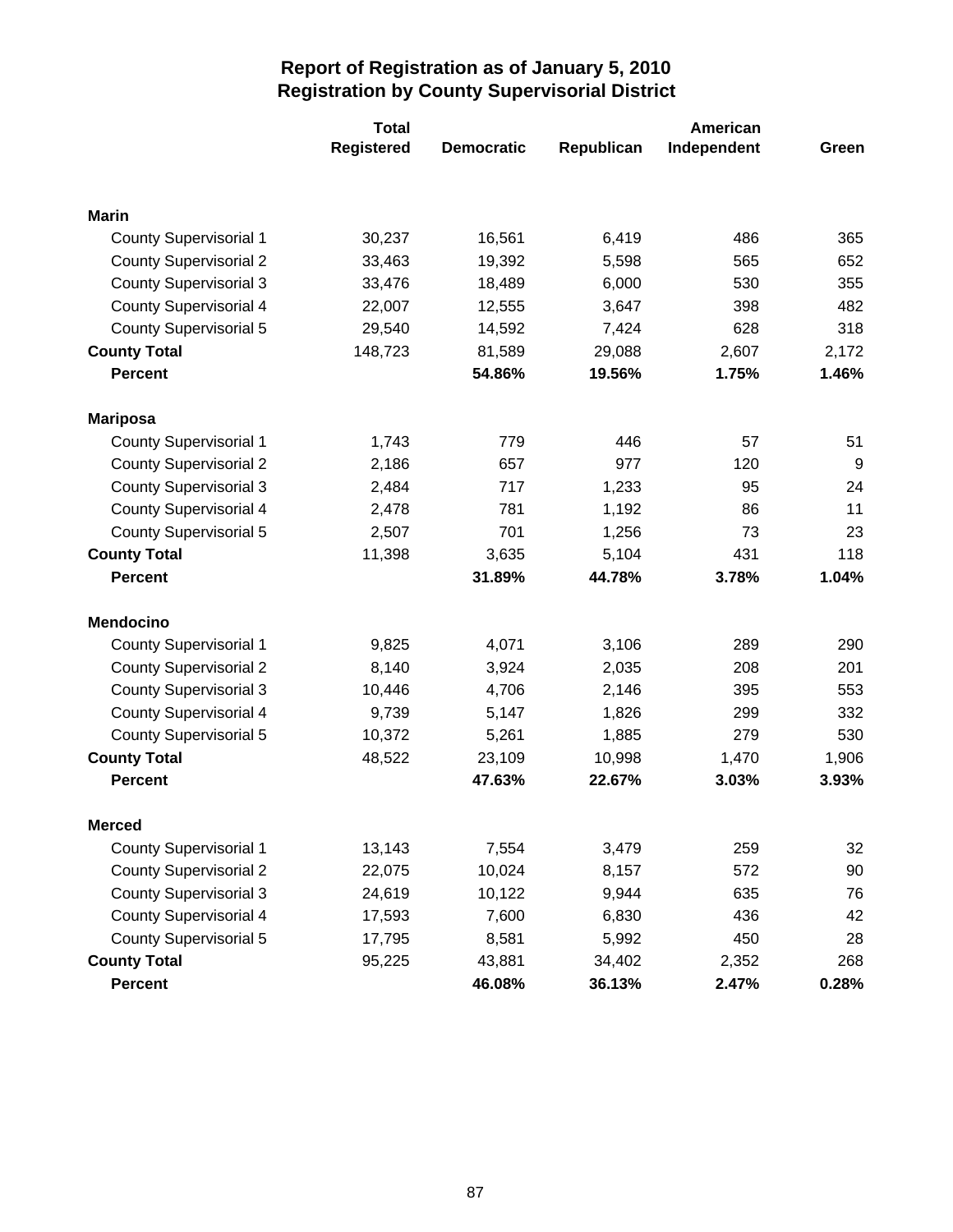# Report of Registration as of January 5, 2010
## Registration by County Supervisorial District

| | Total Registered | Democratic | Republican | American Independent | Green |
|---|---|---|---|---|---|
| **Marin** | | | | | |
| County Supervisorial 1 | 30,237 | 16,561 | 6,419 | 486 | 365 |
| County Supervisorial 2 | 33,463 | 19,392 | 5,598 | 565 | 652 |
| County Supervisorial 3 | 33,476 | 18,489 | 6,000 | 530 | 355 |
| County Supervisorial 4 | 22,007 | 12,555 | 3,647 | 398 | 482 |
| County Supervisorial 5 | 29,540 | 14,592 | 7,424 | 628 | 318 |
| **County Total** | 148,723 | 81,589 | 29,088 | 2,607 | 2,172 |
| **Percent** | | **54.86%** | **19.56%** | **1.75%** | **1.46%** |
| **Mariposa** | | | | | |
| County Supervisorial 1 | 1,743 | 779 | 446 | 57 | 51 |
| County Supervisorial 2 | 2,186 | 657 | 977 | 120 | 9 |
| County Supervisorial 3 | 2,484 | 717 | 1,233 | 95 | 24 |
| County Supervisorial 4 | 2,478 | 781 | 1,192 | 86 | 11 |
| County Supervisorial 5 | 2,507 | 701 | 1,256 | 73 | 23 |
| **County Total** | 11,398 | 3,635 | 5,104 | 431 | 118 |
| **Percent** | | **31.89%** | **44.78%** | **3.78%** | **1.04%** |
| **Mendocino** | | | | | |
| County Supervisorial 1 | 9,825 | 4,071 | 3,106 | 289 | 290 |
| County Supervisorial 2 | 8,140 | 3,924 | 2,035 | 208 | 201 |
| County Supervisorial 3 | 10,446 | 4,706 | 2,146 | 395 | 553 |
| County Supervisorial 4 | 9,739 | 5,147 | 1,826 | 299 | 332 |
| County Supervisorial 5 | 10,372 | 5,261 | 1,885 | 279 | 530 |
| **County Total** | 48,522 | 23,109 | 10,998 | 1,470 | 1,906 |
| **Percent** | | **47.63%** | **22.67%** | **3.03%** | **3.93%** |
| **Merced** | | | | | |
| County Supervisorial 1 | 13,143 | 7,554 | 3,479 | 259 | 32 |
| County Supervisorial 2 | 22,075 | 10,024 | 8,157 | 572 | 90 |
| County Supervisorial 3 | 24,619 | 10,122 | 9,944 | 635 | 76 |
| County Supervisorial 4 | 17,593 | 7,600 | 6,830 | 436 | 42 |
| County Supervisorial 5 | 17,795 | 8,581 | 5,992 | 450 | 28 |
| **County Total** | 95,225 | 43,881 | 34,402 | 2,352 | 268 |
| **Percent** | | **46.08%** | **36.13%** | **2.47%** | **0.28%** |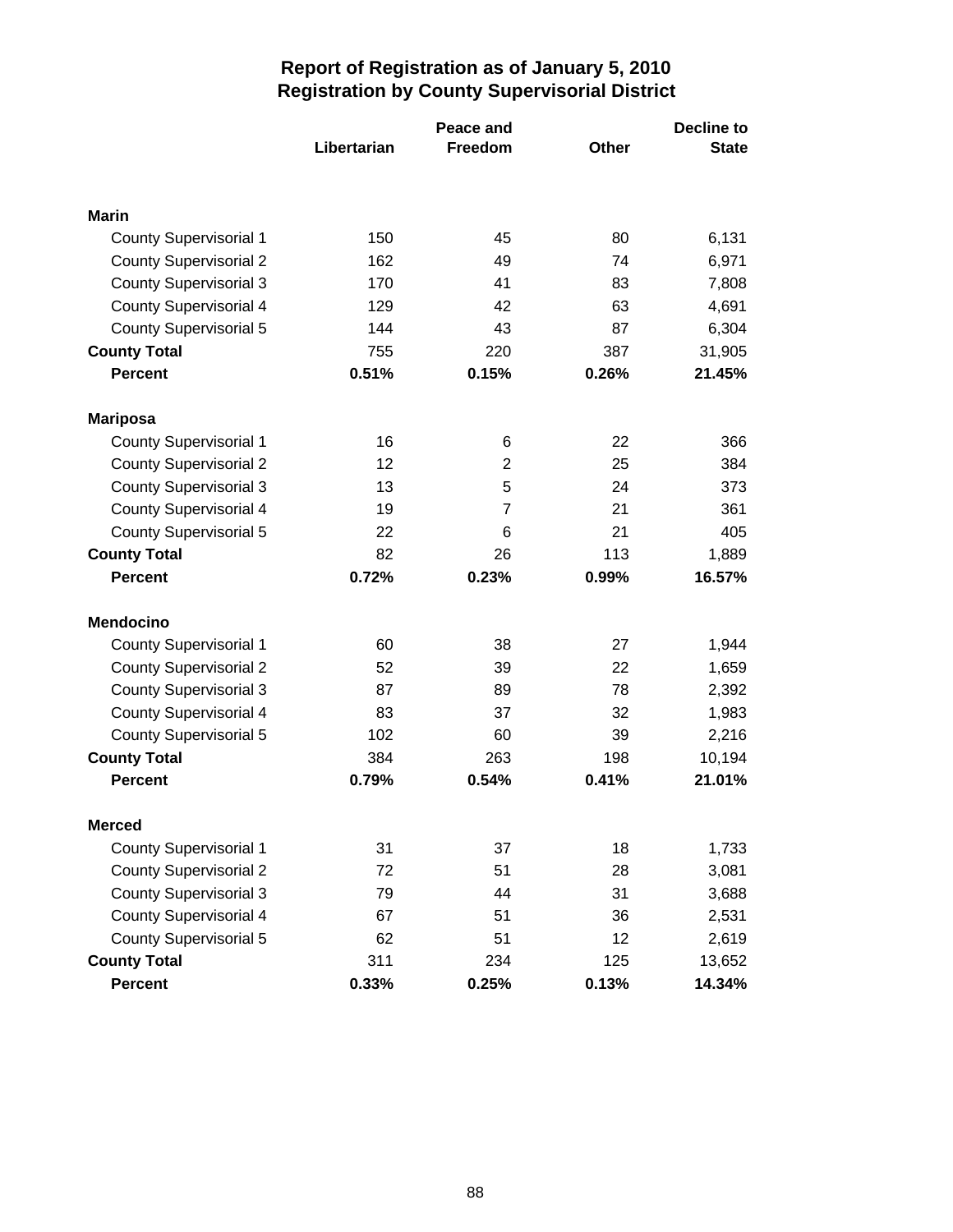# Report of Registration as of January 5, 2010
## Registration by County Supervisorial District

| | Libertarian | Peace and Freedom | Other | Decline to State |
|---|---|---|---|---|
| **Marin** | | | | |
| County Supervisorial 1 | 150 | 45 | 80 | 6,131 |
| County Supervisorial 2 | 162 | 49 | 74 | 6,971 |
| County Supervisorial 3 | 170 | 41 | 83 | 7,808 |
| County Supervisorial 4 | 129 | 42 | 63 | 4,691 |
| County Supervisorial 5 | 144 | 43 | 87 | 6,304 |
| **County Total** | 755 | 220 | 387 | 31,905 |
| **Percent** | **0.51%** | **0.15%** | **0.26%** | **21.45%** |
| **Mariposa** | | | | |
| County Supervisorial 1 | 16 | 6 | 22 | 366 |
| County Supervisorial 2 | 12 | 2 | 25 | 384 |
| County Supervisorial 3 | 13 | 5 | 24 | 373 |
| County Supervisorial 4 | 19 | 7 | 21 | 361 |
| County Supervisorial 5 | 22 | 6 | 21 | 405 |
| **County Total** | 82 | 26 | 113 | 1,889 |
| **Percent** | **0.72%** | **0.23%** | **0.99%** | **16.57%** |
| **Mendocino** | | | | |
| County Supervisorial 1 | 60 | 38 | 27 | 1,944 |
| County Supervisorial 2 | 52 | 39 | 22 | 1,659 |
| County Supervisorial 3 | 87 | 89 | 78 | 2,392 |
| County Supervisorial 4 | 83 | 37 | 32 | 1,983 |
| County Supervisorial 5 | 102 | 60 | 39 | 2,216 |
| **County Total** | 384 | 263 | 198 | 10,194 |
| **Percent** | **0.79%** | **0.54%** | **0.41%** | **21.01%** |
| **Merced** | | | | |
| County Supervisorial 1 | 31 | 37 | 18 | 1,733 |
| County Supervisorial 2 | 72 | 51 | 28 | 3,081 |
| County Supervisorial 3 | 79 | 44 | 31 | 3,688 |
| County Supervisorial 4 | 67 | 51 | 36 | 2,531 |
| County Supervisorial 5 | 62 | 51 | 12 | 2,619 |
| **County Total** | 311 | 234 | 125 | 13,652 |
| **Percent** | **0.33%** | **0.25%** | **0.13%** | **14.34%** |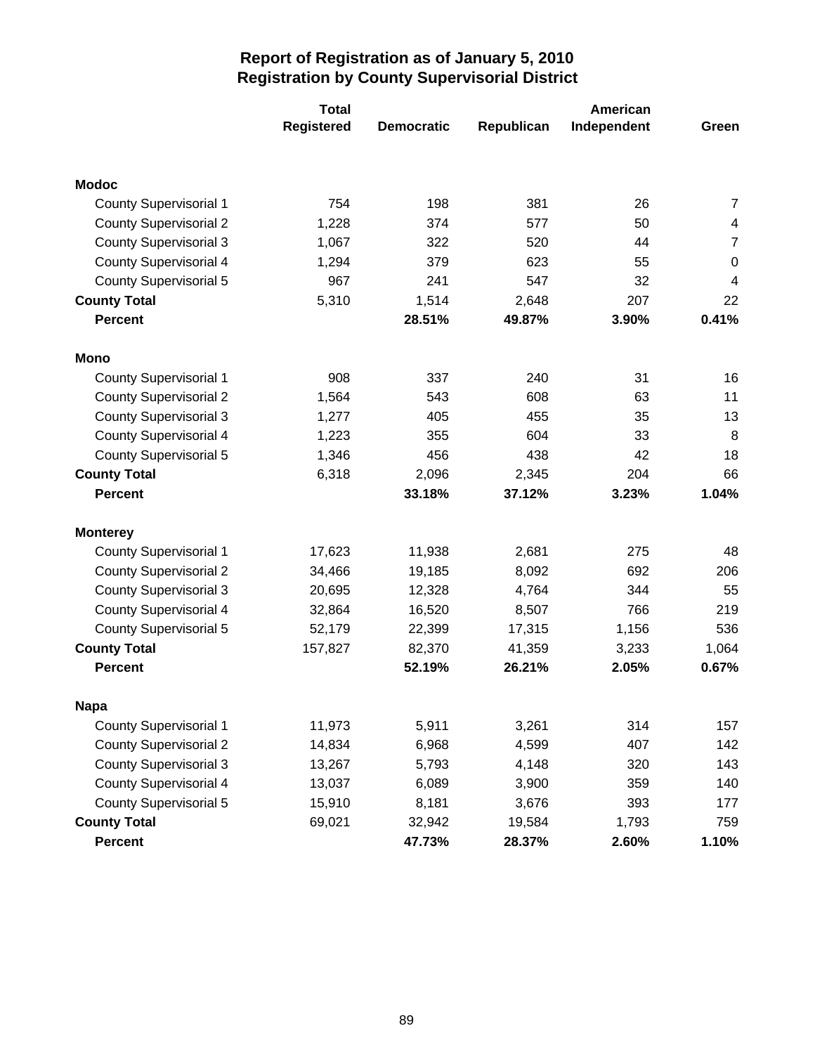# Report of Registration as of January 5, 2010
## Registration by County Supervisorial District

| | Total Registered | Democratic | Republican | American Independent | Green |
|---|---|---|---|---|---|
| **Modoc** | | | | | |
| County Supervisorial 1 | 754 | 198 | 381 | 26 | 7 |
| County Supervisorial 2 | 1,228 | 374 | 577 | 50 | 4 |
| County Supervisorial 3 | 1,067 | 322 | 520 | 44 | 7 |
| County Supervisorial 4 | 1,294 | 379 | 623 | 55 | 0 |
| County Supervisorial 5 | 967 | 241 | 547 | 32 | 4 |
| **County Total** | 5,310 | 1,514 | 2,648 | 207 | 22 |
| **Percent** | | **28.51%** | **49.87%** | **3.90%** | **0.41%** |
| **Mono** | | | | | |
| County Supervisorial 1 | 908 | 337 | 240 | 31 | 16 |
| County Supervisorial 2 | 1,564 | 543 | 608 | 63 | 11 |
| County Supervisorial 3 | 1,277 | 405 | 455 | 35 | 13 |
| County Supervisorial 4 | 1,223 | 355 | 604 | 33 | 8 |
| County Supervisorial 5 | 1,346 | 456 | 438 | 42 | 18 |
| **County Total** | 6,318 | 2,096 | 2,345 | 204 | 66 |
| **Percent** | | **33.18%** | **37.12%** | **3.23%** | **1.04%** |
| **Monterey** | | | | | |
| County Supervisorial 1 | 17,623 | 11,938 | 2,681 | 275 | 48 |
| County Supervisorial 2 | 34,466 | 19,185 | 8,092 | 692 | 206 |
| County Supervisorial 3 | 20,695 | 12,328 | 4,764 | 344 | 55 |
| County Supervisorial 4 | 32,864 | 16,520 | 8,507 | 766 | 219 |
| County Supervisorial 5 | 52,179 | 22,399 | 17,315 | 1,156 | 536 |
| **County Total** | 157,827 | 82,370 | 41,359 | 3,233 | 1,064 |
| **Percent** | | **52.19%** | **26.21%** | **2.05%** | **0.67%** |
| **Napa** | | | | | |
| County Supervisorial 1 | 11,973 | 5,911 | 3,261 | 314 | 157 |
| County Supervisorial 2 | 14,834 | 6,968 | 4,599 | 407 | 142 |
| County Supervisorial 3 | 13,267 | 5,793 | 4,148 | 320 | 143 |
| County Supervisorial 4 | 13,037 | 6,089 | 3,900 | 359 | 140 |
| County Supervisorial 5 | 15,910 | 8,181 | 3,676 | 393 | 177 |
| **County Total** | 69,021 | 32,942 | 19,584 | 1,793 | 759 |
| **Percent** | | **47.73%** | **28.37%** | **2.60%** | **1.10%** |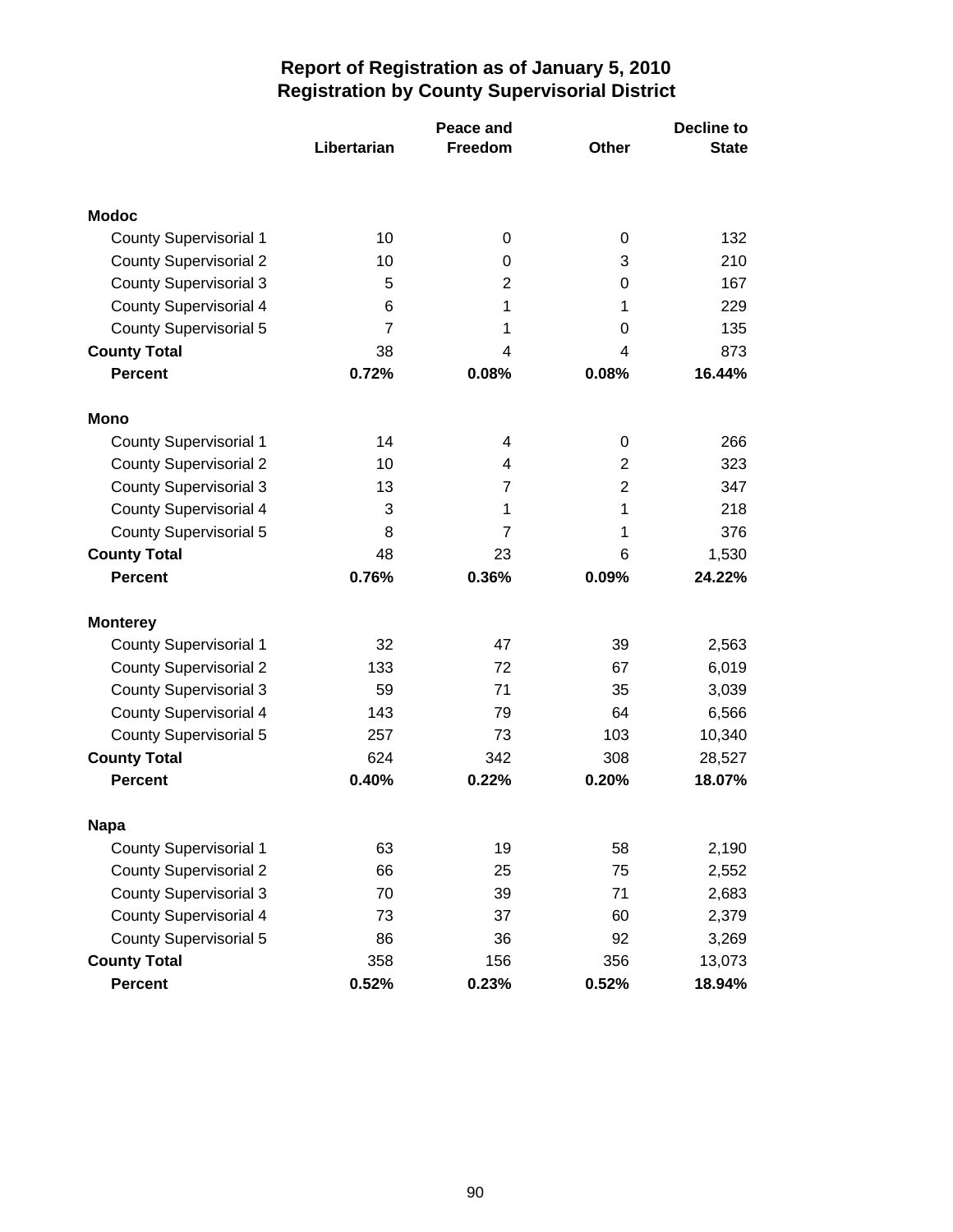# Report of Registration as of January 5, 2010
## Registration by County Supervisorial District

| | Libertarian | Peace and Freedom | Other | Decline to State |
|---|---|---|---|---|
| **Modoc** | | | | |
| County Supervisorial 1 | 10 | 0 | 0 | 132 |
| County Supervisorial 2 | 10 | 0 | 3 | 210 |
| County Supervisorial 3 | 5 | 2 | 0 | 167 |
| County Supervisorial 4 | 6 | 1 | 1 | 229 |
| County Supervisorial 5 | 7 | 1 | 0 | 135 |
| **County Total** | 38 | 4 | 4 | 873 |
| **Percent** | **0.72%** | **0.08%** | **0.08%** | **16.44%** |
| **Mono** | | | | |
| County Supervisorial 1 | 14 | 4 | 0 | 266 |
| County Supervisorial 2 | 10 | 4 | 2 | 323 |
| County Supervisorial 3 | 13 | 7 | 2 | 347 |
| County Supervisorial 4 | 3 | 1 | 1 | 218 |
| County Supervisorial 5 | 8 | 7 | 1 | 376 |
| **County Total** | 48 | 23 | 6 | 1,530 |
| **Percent** | **0.76%** | **0.36%** | **0.09%** | **24.22%** |
| **Monterey** | | | | |
| County Supervisorial 1 | 32 | 47 | 39 | 2,563 |
| County Supervisorial 2 | 133 | 72 | 67 | 6,019 |
| County Supervisorial 3 | 59 | 71 | 35 | 3,039 |
| County Supervisorial 4 | 143 | 79 | 64 | 6,566 |
| County Supervisorial 5 | 257 | 73 | 103 | 10,340 |
| **County Total** | 624 | 342 | 308 | 28,527 |
| **Percent** | **0.40%** | **0.22%** | **0.20%** | **18.07%** |
| **Napa** | | | | |
| County Supervisorial 1 | 63 | 19 | 58 | 2,190 |
| County Supervisorial 2 | 66 | 25 | 75 | 2,552 |
| County Supervisorial 3 | 70 | 39 | 71 | 2,683 |
| County Supervisorial 4 | 73 | 37 | 60 | 2,379 |
| County Supervisorial 5 | 86 | 36 | 92 | 3,269 |
| **County Total** | 358 | 156 | 356 | 13,073 |
| **Percent** | **0.52%** | **0.23%** | **0.52%** | **18.94%** |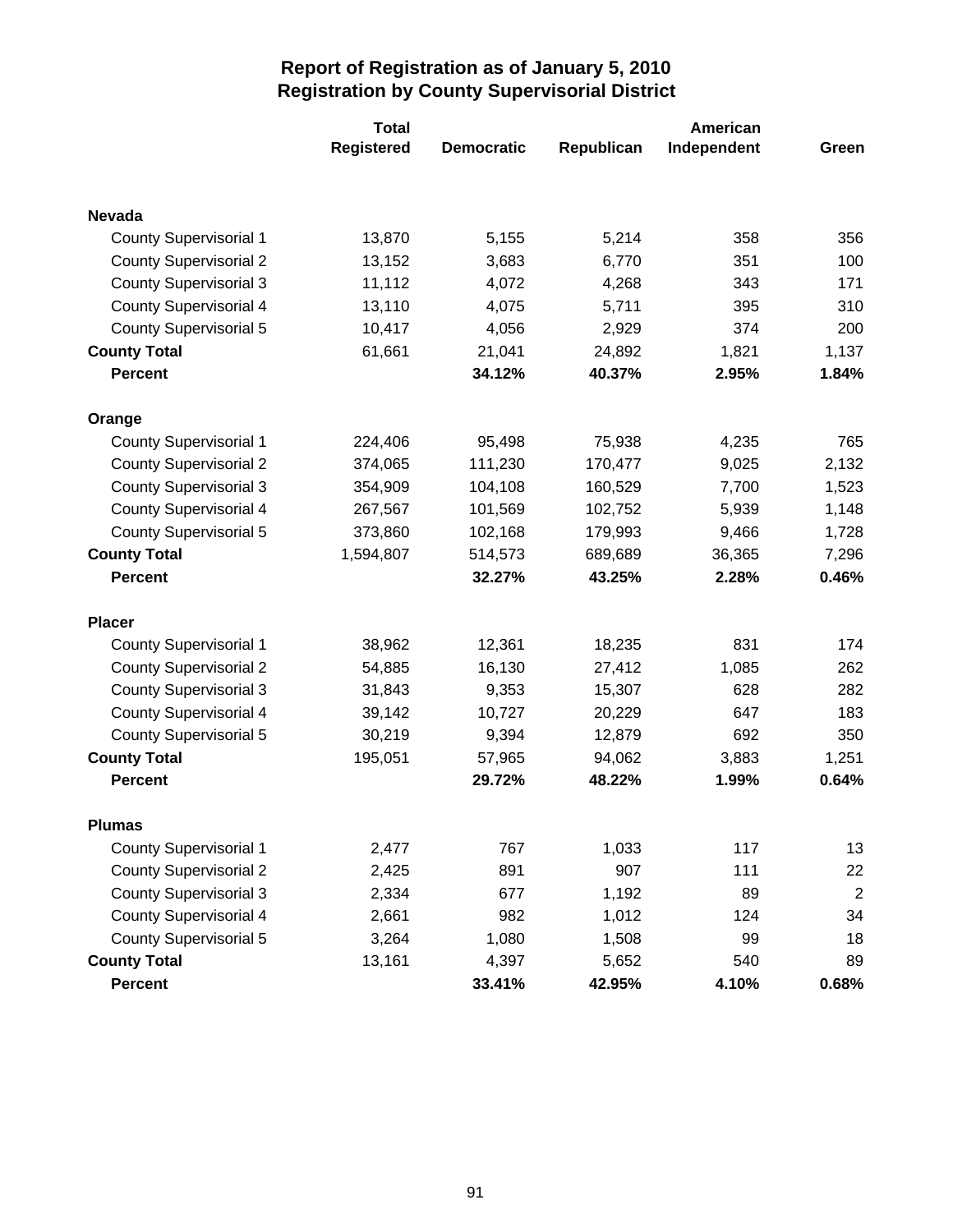# Report of Registration as of January 5, 2010
## Registration by County Supervisorial District

| | Total Registered | Democratic | Republican | American Independent | Green |
|---|---|---|---|---|---|
| **Nevada** | | | | | |
| County Supervisorial 1 | 13,870 | 5,155 | 5,214 | 358 | 356 |
| County Supervisorial 2 | 13,152 | 3,683 | 6,770 | 351 | 100 |
| County Supervisorial 3 | 11,112 | 4,072 | 4,268 | 343 | 171 |
| County Supervisorial 4 | 13,110 | 4,075 | 5,711 | 395 | 310 |
| County Supervisorial 5 | 10,417 | 4,056 | 2,929 | 374 | 200 |
| **County Total** | 61,661 | 21,041 | 24,892 | 1,821 | 1,137 |
| **Percent** | | **34.12%** | **40.37%** | **2.95%** | **1.84%** |
| **Orange** | | | | | |
| County Supervisorial 1 | 224,406 | 95,498 | 75,938 | 4,235 | 765 |
| County Supervisorial 2 | 374,065 | 111,230 | 170,477 | 9,025 | 2,132 |
| County Supervisorial 3 | 354,909 | 104,108 | 160,529 | 7,700 | 1,523 |
| County Supervisorial 4 | 267,567 | 101,569 | 102,752 | 5,939 | 1,148 |
| County Supervisorial 5 | 373,860 | 102,168 | 179,993 | 9,466 | 1,728 |
| **County Total** | 1,594,807 | 514,573 | 689,689 | 36,365 | 7,296 |
| **Percent** | | **32.27%** | **43.25%** | **2.28%** | **0.46%** |
| **Placer** | | | | | |
| County Supervisorial 1 | 38,962 | 12,361 | 18,235 | 831 | 174 |
| County Supervisorial 2 | 54,885 | 16,130 | 27,412 | 1,085 | 262 |
| County Supervisorial 3 | 31,843 | 9,353 | 15,307 | 628 | 282 |
| County Supervisorial 4 | 39,142 | 10,727 | 20,229 | 647 | 183 |
| County Supervisorial 5 | 30,219 | 9,394 | 12,879 | 692 | 350 |
| **County Total** | 195,051 | 57,965 | 94,062 | 3,883 | 1,251 |
| **Percent** | | **29.72%** | **48.22%** | **1.99%** | **0.64%** |
| **Plumas** | | | | | |
| County Supervisorial 1 | 2,477 | 767 | 1,033 | 117 | 13 |
| County Supervisorial 2 | 2,425 | 891 | 907 | 111 | 22 |
| County Supervisorial 3 | 2,334 | 677 | 1,192 | 89 | 2 |
| County Supervisorial 4 | 2,661 | 982 | 1,012 | 124 | 34 |
| County Supervisorial 5 | 3,264 | 1,080 | 1,508 | 99 | 18 |
| **County Total** | 13,161 | 4,397 | 5,652 | 540 | 89 |
| **Percent** | | **33.41%** | **42.95%** | **4.10%** | **0.68%** |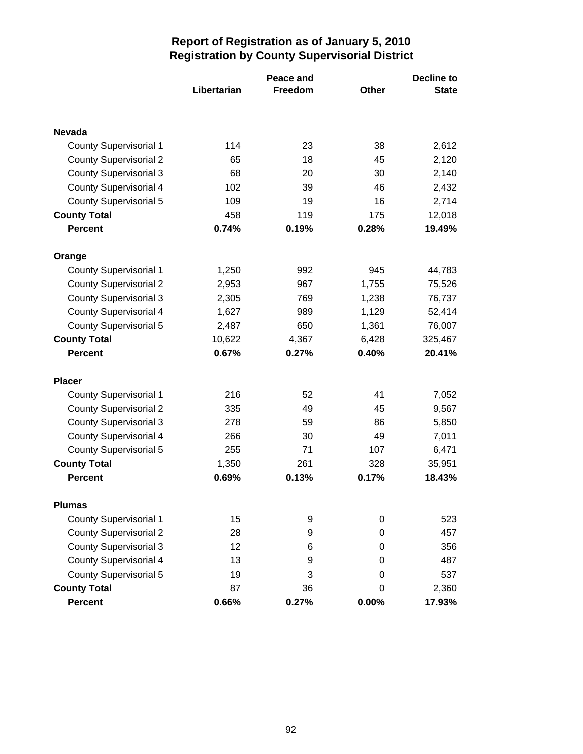# Report of Registration as of January 5, 2010
## Registration by County Supervisorial District

| | Libertarian | Peace and Freedom | Other | Decline to State |
|---|---|---|---|---|
| **Nevada** | | | | |
| County Supervisorial 1 | 114 | 23 | 38 | 2,612 |
| County Supervisorial 2 | 65 | 18 | 45 | 2,120 |
| County Supervisorial 3 | 68 | 20 | 30 | 2,140 |
| County Supervisorial 4 | 102 | 39 | 46 | 2,432 |
| County Supervisorial 5 | 109 | 19 | 16 | 2,714 |
| **County Total** | 458 | 119 | 175 | 12,018 |
| **Percent** | **0.74%** | **0.19%** | **0.28%** | **19.49%** |
| **Orange** | | | | |
| County Supervisorial 1 | 1,250 | 992 | 945 | 44,783 |
| County Supervisorial 2 | 2,953 | 967 | 1,755 | 75,526 |
| County Supervisorial 3 | 2,305 | 769 | 1,238 | 76,737 |
| County Supervisorial 4 | 1,627 | 989 | 1,129 | 52,414 |
| County Supervisorial 5 | 2,487 | 650 | 1,361 | 76,007 |
| **County Total** | 10,622 | 4,367 | 6,428 | 325,467 |
| **Percent** | **0.67%** | **0.27%** | **0.40%** | **20.41%** |
| **Placer** | | | | |
| County Supervisorial 1 | 216 | 52 | 41 | 7,052 |
| County Supervisorial 2 | 335 | 49 | 45 | 9,567 |
| County Supervisorial 3 | 278 | 59 | 86 | 5,850 |
| County Supervisorial 4 | 266 | 30 | 49 | 7,011 |
| County Supervisorial 5 | 255 | 71 | 107 | 6,471 |
| **County Total** | 1,350 | 261 | 328 | 35,951 |
| **Percent** | **0.69%** | **0.13%** | **0.17%** | **18.43%** |
| **Plumas** | | | | |
| County Supervisorial 1 | 15 | 9 | 0 | 523 |
| County Supervisorial 2 | 28 | 9 | 0 | 457 |
| County Supervisorial 3 | 12 | 6 | 0 | 356 |
| County Supervisorial 4 | 13 | 9 | 0 | 487 |
| County Supervisorial 5 | 19 | 3 | 0 | 537 |
| **County Total** | 87 | 36 | 0 | 2,360 |
| **Percent** | **0.66%** | **0.27%** | **0.00%** | **17.93%** |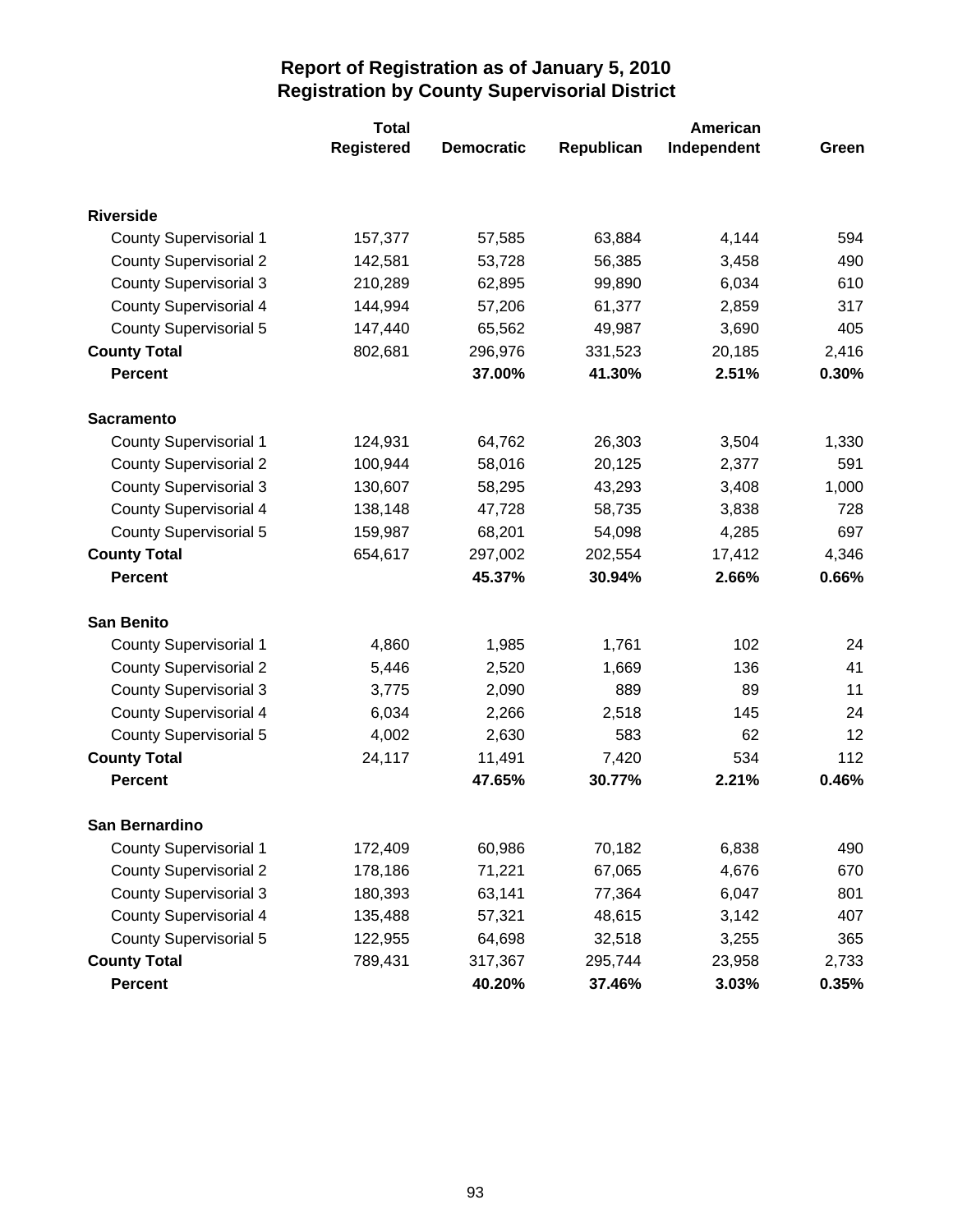# Report of Registration as of January 5, 2010
## Registration by County Supervisorial District

| | Total Registered | Democratic | Republican | American Independent | Green |
|---|---|---|---|---|---|
| **Riverside** | | | | | |
| County Supervisorial 1 | 157,377 | 57,585 | 63,884 | 4,144 | 594 |
| County Supervisorial 2 | 142,581 | 53,728 | 56,385 | 3,458 | 490 |
| County Supervisorial 3 | 210,289 | 62,895 | 99,890 | 6,034 | 610 |
| County Supervisorial 4 | 144,994 | 57,206 | 61,377 | 2,859 | 317 |
| County Supervisorial 5 | 147,440 | 65,562 | 49,987 | 3,690 | 405 |
| **County Total** | 802,681 | 296,976 | 331,523 | 20,185 | 2,416 |
| **Percent** | | **37.00%** | **41.30%** | **2.51%** | **0.30%** |
| **Sacramento** | | | | | |
| County Supervisorial 1 | 124,931 | 64,762 | 26,303 | 3,504 | 1,330 |
| County Supervisorial 2 | 100,944 | 58,016 | 20,125 | 2,377 | 591 |
| County Supervisorial 3 | 130,607 | 58,295 | 43,293 | 3,408 | 1,000 |
| County Supervisorial 4 | 138,148 | 47,728 | 58,735 | 3,838 | 728 |
| County Supervisorial 5 | 159,987 | 68,201 | 54,098 | 4,285 | 697 |
| **County Total** | 654,617 | 297,002 | 202,554 | 17,412 | 4,346 |
| **Percent** | | **45.37%** | **30.94%** | **2.66%** | **0.66%** |
| **San Benito** | | | | | |
| County Supervisorial 1 | 4,860 | 1,985 | 1,761 | 102 | 24 |
| County Supervisorial 2 | 5,446 | 2,520 | 1,669 | 136 | 41 |
| County Supervisorial 3 | 3,775 | 2,090 | 889 | 89 | 11 |
| County Supervisorial 4 | 6,034 | 2,266 | 2,518 | 145 | 24 |
| County Supervisorial 5 | 4,002 | 2,630 | 583 | 62 | 12 |
| **County Total** | 24,117 | 11,491 | 7,420 | 534 | 112 |
| **Percent** | | **47.65%** | **30.77%** | **2.21%** | **0.46%** |
| **San Bernardino** | | | | | |
| County Supervisorial 1 | 172,409 | 60,986 | 70,182 | 6,838 | 490 |
| County Supervisorial 2 | 178,186 | 71,221 | 67,065 | 4,676 | 670 |
| County Supervisorial 3 | 180,393 | 63,141 | 77,364 | 6,047 | 801 |
| County Supervisorial 4 | 135,488 | 57,321 | 48,615 | 3,142 | 407 |
| County Supervisorial 5 | 122,955 | 64,698 | 32,518 | 3,255 | 365 |
| **County Total** | 789,431 | 317,367 | 295,744 | 23,958 | 2,733 |
| **Percent** | | **40.20%** | **37.46%** | **3.03%** | **0.35%** |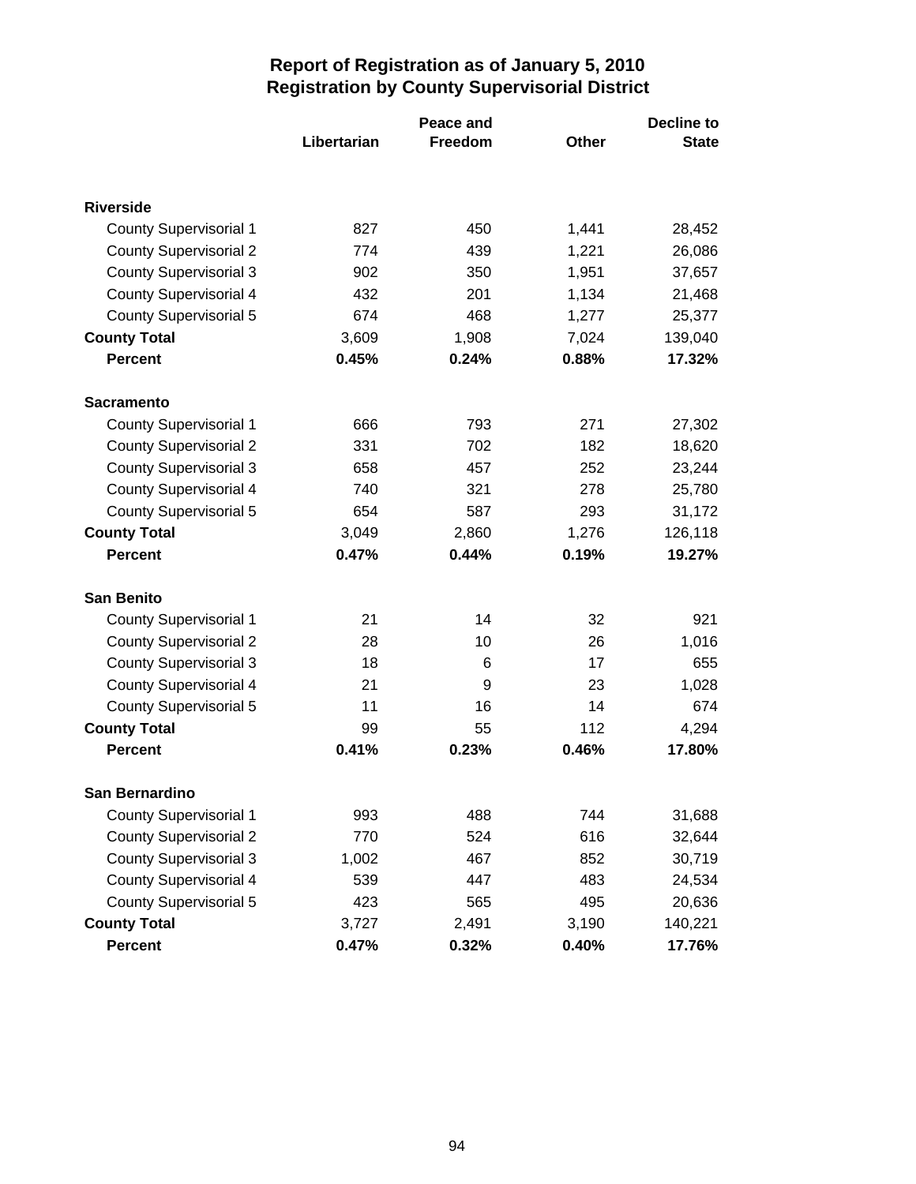# Report of Registration as of January 5, 2010
# Registration by County Supervisorial District

| | Libertarian | Peace and Freedom | Other | Decline to State |
|---|---|---|---|---|
| **Riverside** | | | | |
| County Supervisorial 1 | 827 | 450 | 1,441 | 28,452 |
| County Supervisorial 2 | 774 | 439 | 1,221 | 26,086 |
| County Supervisorial 3 | 902 | 350 | 1,951 | 37,657 |
| County Supervisorial 4 | 432 | 201 | 1,134 | 21,468 |
| County Supervisorial 5 | 674 | 468 | 1,277 | 25,377 |
| **County Total** | 3,609 | 1,908 | 7,024 | 139,040 |
| **Percent** | **0.45%** | **0.24%** | **0.88%** | **17.32%** |
| **Sacramento** | | | | |
| County Supervisorial 1 | 666 | 793 | 271 | 27,302 |
| County Supervisorial 2 | 331 | 702 | 182 | 18,620 |
| County Supervisorial 3 | 658 | 457 | 252 | 23,244 |
| County Supervisorial 4 | 740 | 321 | 278 | 25,780 |
| County Supervisorial 5 | 654 | 587 | 293 | 31,172 |
| **County Total** | 3,049 | 2,860 | 1,276 | 126,118 |
| **Percent** | **0.47%** | **0.44%** | **0.19%** | **19.27%** |
| **San Benito** | | | | |
| County Supervisorial 1 | 21 | 14 | 32 | 921 |
| County Supervisorial 2 | 28 | 10 | 26 | 1,016 |
| County Supervisorial 3 | 18 | 6 | 17 | 655 |
| County Supervisorial 4 | 21 | 9 | 23 | 1,028 |
| County Supervisorial 5 | 11 | 16 | 14 | 674 |
| **County Total** | 99 | 55 | 112 | 4,294 |
| **Percent** | **0.41%** | **0.23%** | **0.46%** | **17.80%** |
| **San Bernardino** | | | | |
| County Supervisorial 1 | 993 | 488 | 744 | 31,688 |
| County Supervisorial 2 | 770 | 524 | 616 | 32,644 |
| County Supervisorial 3 | 1,002 | 467 | 852 | 30,719 |
| County Supervisorial 4 | 539 | 447 | 483 | 24,534 |
| County Supervisorial 5 | 423 | 565 | 495 | 20,636 |
| **County Total** | 3,727 | 2,491 | 3,190 | 140,221 |
| **Percent** | **0.47%** | **0.32%** | **0.40%** | **17.76%** |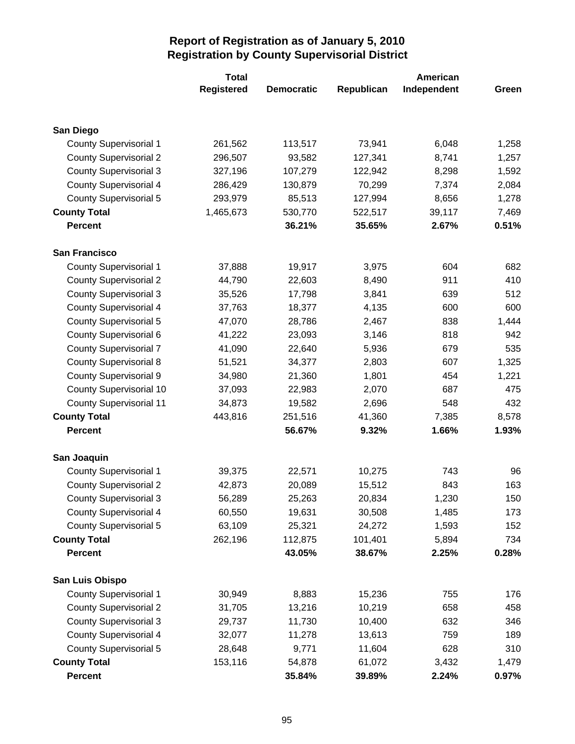# Report of Registration as of January 5, 2010
## Registration by County Supervisorial District

| | Total Registered | Democratic | Republican | American Independent | Green |
|---|---|---|---|---|---|
| **San Diego** | | | | | |
| County Supervisorial 1 | 261,562 | 113,517 | 73,941 | 6,048 | 1,258 |
| County Supervisorial 2 | 296,507 | 93,582 | 127,341 | 8,741 | 1,257 |
| County Supervisorial 3 | 327,196 | 107,279 | 122,942 | 8,298 | 1,592 |
| County Supervisorial 4 | 286,429 | 130,879 | 70,299 | 7,374 | 2,084 |
| County Supervisorial 5 | 293,979 | 85,513 | 127,994 | 8,656 | 1,278 |
| **County Total** | 1,465,673 | 530,770 | 522,517 | 39,117 | 7,469 |
| **Percent** | | **36.21%** | **35.65%** | **2.67%** | **0.51%** |
| **San Francisco** | | | | | |
| County Supervisorial 1 | 37,888 | 19,917 | 3,975 | 604 | 682 |
| County Supervisorial 2 | 44,790 | 22,603 | 8,490 | 911 | 410 |
| County Supervisorial 3 | 35,526 | 17,798 | 3,841 | 639 | 512 |
| County Supervisorial 4 | 37,763 | 18,377 | 4,135 | 600 | 600 |
| County Supervisorial 5 | 47,070 | 28,786 | 2,467 | 838 | 1,444 |
| County Supervisorial 6 | 41,222 | 23,093 | 3,146 | 818 | 942 |
| County Supervisorial 7 | 41,090 | 22,640 | 5,936 | 679 | 535 |
| County Supervisorial 8 | 51,521 | 34,377 | 2,803 | 607 | 1,325 |
| County Supervisorial 9 | 34,980 | 21,360 | 1,801 | 454 | 1,221 |
| County Supervisorial 10 | 37,093 | 22,983 | 2,070 | 687 | 475 |
| County Supervisorial 11 | 34,873 | 19,582 | 2,696 | 548 | 432 |
| **County Total** | 443,816 | 251,516 | 41,360 | 7,385 | 8,578 |
| **Percent** | | **56.67%** | **9.32%** | **1.66%** | **1.93%** |
| **San Joaquin** | | | | | |
| County Supervisorial 1 | 39,375 | 22,571 | 10,275 | 743 | 96 |
| County Supervisorial 2 | 42,873 | 20,089 | 15,512 | 843 | 163 |
| County Supervisorial 3 | 56,289 | 25,263 | 20,834 | 1,230 | 150 |
| County Supervisorial 4 | 60,550 | 19,631 | 30,508 | 1,485 | 173 |
| County Supervisorial 5 | 63,109 | 25,321 | 24,272 | 1,593 | 152 |
| **County Total** | 262,196 | 112,875 | 101,401 | 5,894 | 734 |
| **Percent** | | **43.05%** | **38.67%** | **2.25%** | **0.28%** |
| **San Luis Obispo** | | | | | |
| County Supervisorial 1 | 30,949 | 8,883 | 15,236 | 755 | 176 |
| County Supervisorial 2 | 31,705 | 13,216 | 10,219 | 658 | 458 |
| County Supervisorial 3 | 29,737 | 11,730 | 10,400 | 632 | 346 |
| County Supervisorial 4 | 32,077 | 11,278 | 13,613 | 759 | 189 |
| County Supervisorial 5 | 28,648 | 9,771 | 11,604 | 628 | 310 |
| **County Total** | 153,116 | 54,878 | 61,072 | 3,432 | 1,479 |
| **Percent** | | **35.84%** | **39.89%** | **2.24%** | **0.97%** |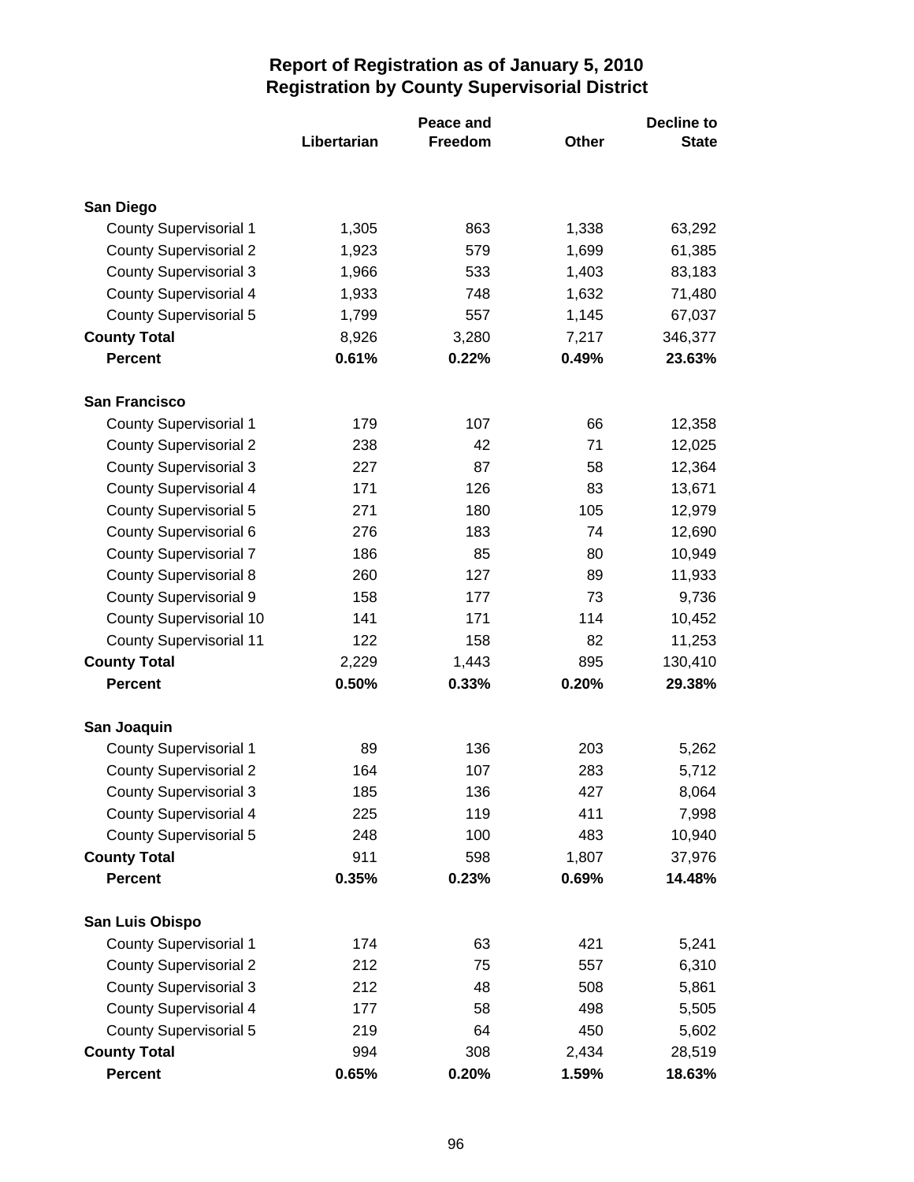# Report of Registration as of January 5, 2010
## Registration by County Supervisorial District

| | Libertarian | Peace and Freedom | Other | Decline to State |
|---|---|---|---|---|
| **San Diego** | | | | |
| County Supervisorial 1 | 1,305 | 863 | 1,338 | 63,292 |
| County Supervisorial 2 | 1,923 | 579 | 1,699 | 61,385 |
| County Supervisorial 3 | 1,966 | 533 | 1,403 | 83,183 |
| County Supervisorial 4 | 1,933 | 748 | 1,632 | 71,480 |
| County Supervisorial 5 | 1,799 | 557 | 1,145 | 67,037 |
| **County Total** | 8,926 | 3,280 | 7,217 | 346,377 |
| **Percent** | **0.61%** | **0.22%** | **0.49%** | **23.63%** |
| **San Francisco** | | | | |
| County Supervisorial 1 | 179 | 107 | 66 | 12,358 |
| County Supervisorial 2 | 238 | 42 | 71 | 12,025 |
| County Supervisorial 3 | 227 | 87 | 58 | 12,364 |
| County Supervisorial 4 | 171 | 126 | 83 | 13,671 |
| County Supervisorial 5 | 271 | 180 | 105 | 12,979 |
| County Supervisorial 6 | 276 | 183 | 74 | 12,690 |
| County Supervisorial 7 | 186 | 85 | 80 | 10,949 |
| County Supervisorial 8 | 260 | 127 | 89 | 11,933 |
| County Supervisorial 9 | 158 | 177 | 73 | 9,736 |
| County Supervisorial 10 | 141 | 171 | 114 | 10,452 |
| County Supervisorial 11 | 122 | 158 | 82 | 11,253 |
| **County Total** | 2,229 | 1,443 | 895 | 130,410 |
| **Percent** | **0.50%** | **0.33%** | **0.20%** | **29.38%** |
| **San Joaquin** | | | | |
| County Supervisorial 1 | 89 | 136 | 203 | 5,262 |
| County Supervisorial 2 | 164 | 107 | 283 | 5,712 |
| County Supervisorial 3 | 185 | 136 | 427 | 8,064 |
| County Supervisorial 4 | 225 | 119 | 411 | 7,998 |
| County Supervisorial 5 | 248 | 100 | 483 | 10,940 |
| **County Total** | 911 | 598 | 1,807 | 37,976 |
| **Percent** | **0.35%** | **0.23%** | **0.69%** | **14.48%** |
| **San Luis Obispo** | | | | |
| County Supervisorial 1 | 174 | 63 | 421 | 5,241 |
| County Supervisorial 2 | 212 | 75 | 557 | 6,310 |
| County Supervisorial 3 | 212 | 48 | 508 | 5,861 |
| County Supervisorial 4 | 177 | 58 | 498 | 5,505 |
| County Supervisorial 5 | 219 | 64 | 450 | 5,602 |
| **County Total** | 994 | 308 | 2,434 | 28,519 |
| **Percent** | **0.65%** | **0.20%** | **1.59%** | **18.63%** |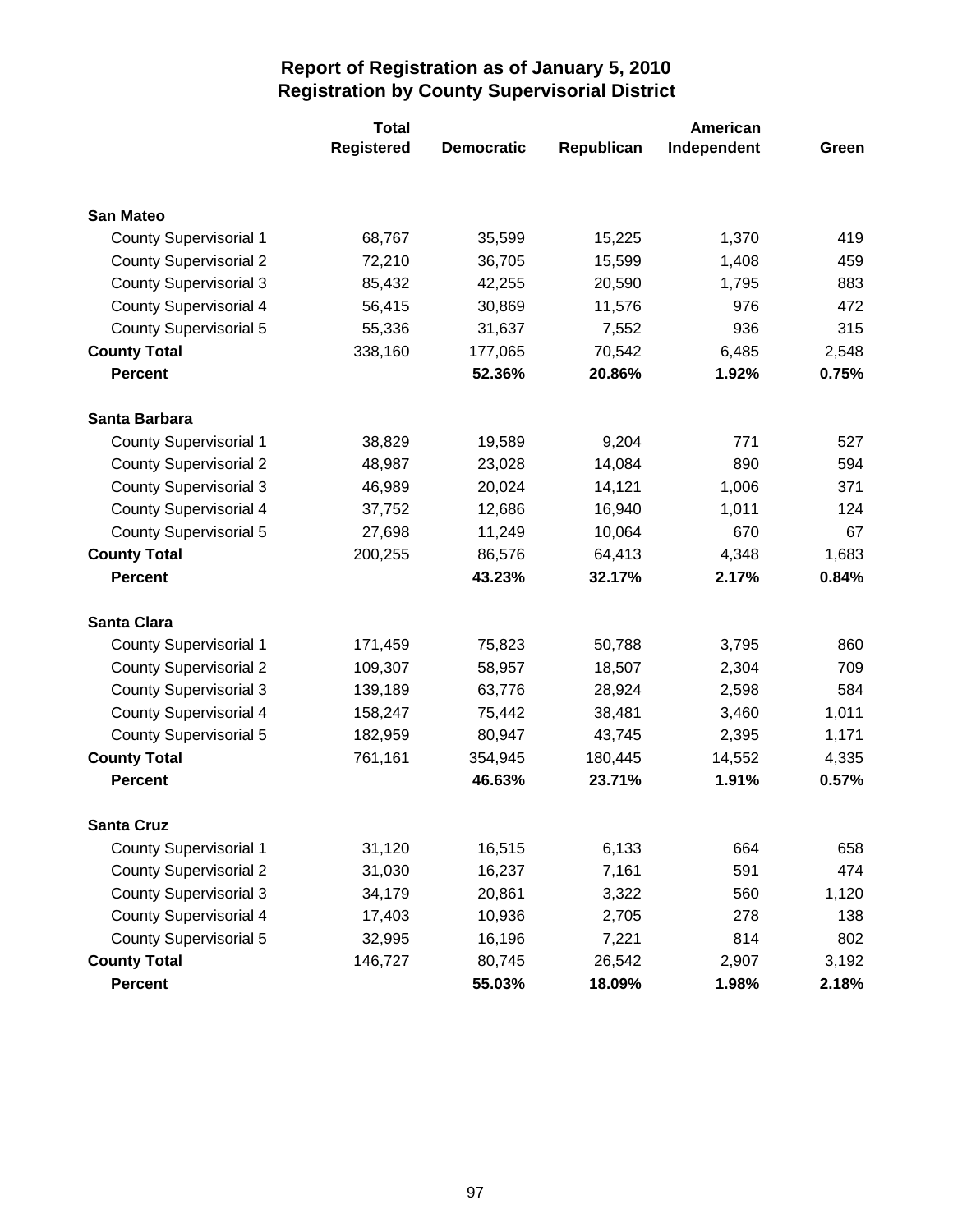# Report of Registration as of January 5, 2010
## Registration by County Supervisorial District

| | Total Registered | Democratic | Republican | American Independent | Green |
|---|---|---|---|---|---|
| **San Mateo** | | | | | |
| County Supervisorial 1 | 68,767 | 35,599 | 15,225 | 1,370 | 419 |
| County Supervisorial 2 | 72,210 | 36,705 | 15,599 | 1,408 | 459 |
| County Supervisorial 3 | 85,432 | 42,255 | 20,590 | 1,795 | 883 |
| County Supervisorial 4 | 56,415 | 30,869 | 11,576 | 976 | 472 |
| County Supervisorial 5 | 55,336 | 31,637 | 7,552 | 936 | 315 |
| **County Total** | 338,160 | 177,065 | 70,542 | 6,485 | 2,548 |
| **Percent** | | **52.36%** | **20.86%** | **1.92%** | **0.75%** |
| **Santa Barbara** | | | | | |
| County Supervisorial 1 | 38,829 | 19,589 | 9,204 | 771 | 527 |
| County Supervisorial 2 | 48,987 | 23,028 | 14,084 | 890 | 594 |
| County Supervisorial 3 | 46,989 | 20,024 | 14,121 | 1,006 | 371 |
| County Supervisorial 4 | 37,752 | 12,686 | 16,940 | 1,011 | 124 |
| County Supervisorial 5 | 27,698 | 11,249 | 10,064 | 670 | 67 |
| **County Total** | 200,255 | 86,576 | 64,413 | 4,348 | 1,683 |
| **Percent** | | **43.23%** | **32.17%** | **2.17%** | **0.84%** |
| **Santa Clara** | | | | | |
| County Supervisorial 1 | 171,459 | 75,823 | 50,788 | 3,795 | 860 |
| County Supervisorial 2 | 109,307 | 58,957 | 18,507 | 2,304 | 709 |
| County Supervisorial 3 | 139,189 | 63,776 | 28,924 | 2,598 | 584 |
| County Supervisorial 4 | 158,247 | 75,442 | 38,481 | 3,460 | 1,011 |
| County Supervisorial 5 | 182,959 | 80,947 | 43,745 | 2,395 | 1,171 |
| **County Total** | 761,161 | 354,945 | 180,445 | 14,552 | 4,335 |
| **Percent** | | **46.63%** | **23.71%** | **1.91%** | **0.57%** |
| **Santa Cruz** | | | | | |
| County Supervisorial 1 | 31,120 | 16,515 | 6,133 | 664 | 658 |
| County Supervisorial 2 | 31,030 | 16,237 | 7,161 | 591 | 474 |
| County Supervisorial 3 | 34,179 | 20,861 | 3,322 | 560 | 1,120 |
| County Supervisorial 4 | 17,403 | 10,936 | 2,705 | 278 | 138 |
| County Supervisorial 5 | 32,995 | 16,196 | 7,221 | 814 | 802 |
| **County Total** | 146,727 | 80,745 | 26,542 | 2,907 | 3,192 |
| **Percent** | | **55.03%** | **18.09%** | **1.98%** | **2.18%** |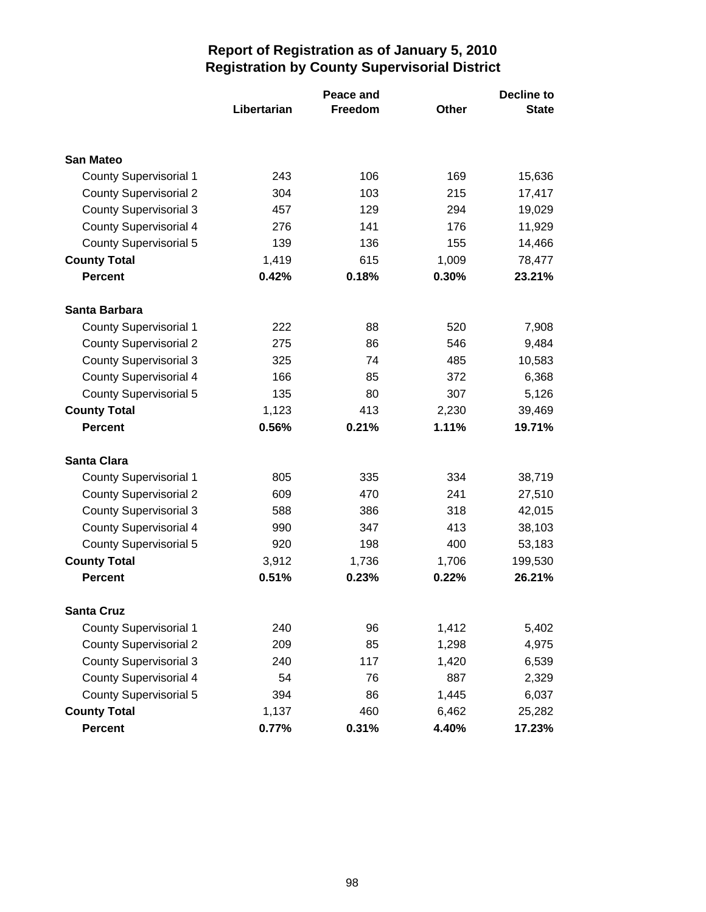# Report of Registration as of January 5, 2010
## Registration by County Supervisorial District

| | Libertarian | Peace and Freedom | Other | Decline to State |
|---|---|---|---|---|
| **San Mateo** | | | | |
| County Supervisorial 1 | 243 | 106 | 169 | 15,636 |
| County Supervisorial 2 | 304 | 103 | 215 | 17,417 |
| County Supervisorial 3 | 457 | 129 | 294 | 19,029 |
| County Supervisorial 4 | 276 | 141 | 176 | 11,929 |
| County Supervisorial 5 | 139 | 136 | 155 | 14,466 |
| **County Total** | 1,419 | 615 | 1,009 | 78,477 |
| **Percent** | **0.42%** | **0.18%** | **0.30%** | **23.21%** |
| **Santa Barbara** | | | | |
| County Supervisorial 1 | 222 | 88 | 520 | 7,908 |
| County Supervisorial 2 | 275 | 86 | 546 | 9,484 |
| County Supervisorial 3 | 325 | 74 | 485 | 10,583 |
| County Supervisorial 4 | 166 | 85 | 372 | 6,368 |
| County Supervisorial 5 | 135 | 80 | 307 | 5,126 |
| **County Total** | 1,123 | 413 | 2,230 | 39,469 |
| **Percent** | **0.56%** | **0.21%** | **1.11%** | **19.71%** |
| **Santa Clara** | | | | |
| County Supervisorial 1 | 805 | 335 | 334 | 38,719 |
| County Supervisorial 2 | 609 | 470 | 241 | 27,510 |
| County Supervisorial 3 | 588 | 386 | 318 | 42,015 |
| County Supervisorial 4 | 990 | 347 | 413 | 38,103 |
| County Supervisorial 5 | 920 | 198 | 400 | 53,183 |
| **County Total** | 3,912 | 1,736 | 1,706 | 199,530 |
| **Percent** | **0.51%** | **0.23%** | **0.22%** | **26.21%** |
| **Santa Cruz** | | | | |
| County Supervisorial 1 | 240 | 96 | 1,412 | 5,402 |
| County Supervisorial 2 | 209 | 85 | 1,298 | 4,975 |
| County Supervisorial 3 | 240 | 117 | 1,420 | 6,539 |
| County Supervisorial 4 | 54 | 76 | 887 | 2,329 |
| County Supervisorial 5 | 394 | 86 | 1,445 | 6,037 |
| **County Total** | 1,137 | 460 | 6,462 | 25,282 |
| **Percent** | **0.77%** | **0.31%** | **4.40%** | **17.23%** |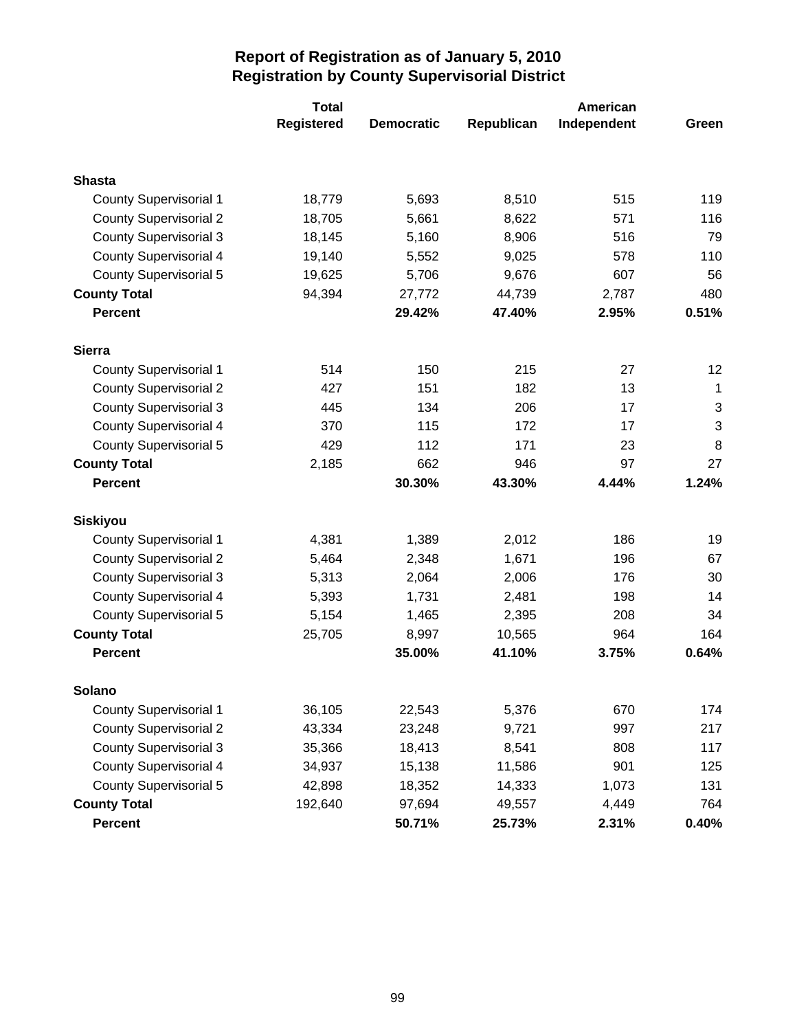# Report of Registration as of January 5, 2010
## Registration by County Supervisorial District

| | Total Registered | Democratic | Republican | American Independent | Green |
|---|---|---|---|---|---|
| **Shasta** | | | | | |
| County Supervisorial 1 | 18,779 | 5,693 | 8,510 | 515 | 119 |
| County Supervisorial 2 | 18,705 | 5,661 | 8,622 | 571 | 116 |
| County Supervisorial 3 | 18,145 | 5,160 | 8,906 | 516 | 79 |
| County Supervisorial 4 | 19,140 | 5,552 | 9,025 | 578 | 110 |
| County Supervisorial 5 | 19,625 | 5,706 | 9,676 | 607 | 56 |
| **County Total** | 94,394 | 27,772 | 44,739 | 2,787 | 480 |
| **Percent** | | **29.42%** | **47.40%** | **2.95%** | **0.51%** |
| **Sierra** | | | | | |
| County Supervisorial 1 | 514 | 150 | 215 | 27 | 12 |
| County Supervisorial 2 | 427 | 151 | 182 | 13 | 1 |
| County Supervisorial 3 | 445 | 134 | 206 | 17 | 3 |
| County Supervisorial 4 | 370 | 115 | 172 | 17 | 3 |
| County Supervisorial 5 | 429 | 112 | 171 | 23 | 8 |
| **County Total** | 2,185 | 662 | 946 | 97 | 27 |
| **Percent** | | **30.30%** | **43.30%** | **4.44%** | **1.24%** |
| **Siskiyou** | | | | | |
| County Supervisorial 1 | 4,381 | 1,389 | 2,012 | 186 | 19 |
| County Supervisorial 2 | 5,464 | 2,348 | 1,671 | 196 | 67 |
| County Supervisorial 3 | 5,313 | 2,064 | 2,006 | 176 | 30 |
| County Supervisorial 4 | 5,393 | 1,731 | 2,481 | 198 | 14 |
| County Supervisorial 5 | 5,154 | 1,465 | 2,395 | 208 | 34 |
| **County Total** | 25,705 | 8,997 | 10,565 | 964 | 164 |
| **Percent** | | **35.00%** | **41.10%** | **3.75%** | **0.64%** |
| **Solano** | | | | | |
| County Supervisorial 1 | 36,105 | 22,543 | 5,376 | 670 | 174 |
| County Supervisorial 2 | 43,334 | 23,248 | 9,721 | 997 | 217 |
| County Supervisorial 3 | 35,366 | 18,413 | 8,541 | 808 | 117 |
| County Supervisorial 4 | 34,937 | 15,138 | 11,586 | 901 | 125 |
| County Supervisorial 5 | 42,898 | 18,352 | 14,333 | 1,073 | 131 |
| **County Total** | 192,640 | 97,694 | 49,557 | 4,449 | 764 |
| **Percent** | | **50.71%** | **25.73%** | **2.31%** | **0.40%** |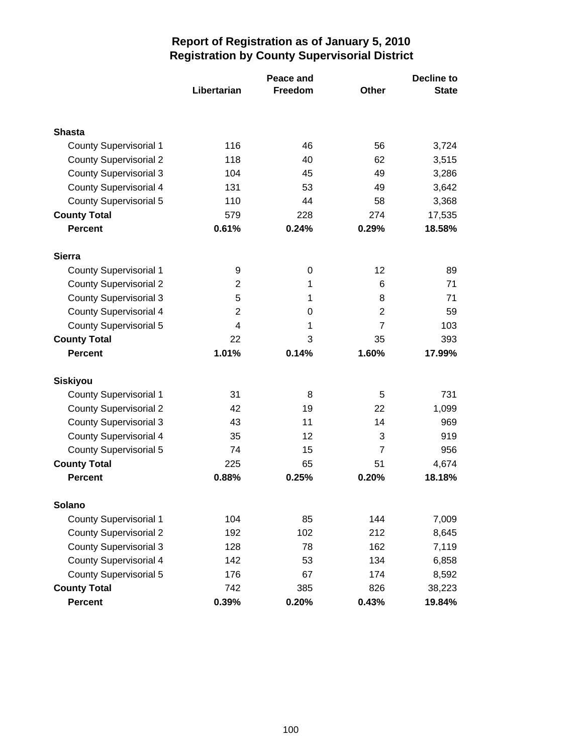# Report of Registration as of January 5, 2010
## Registration by County Supervisorial District

| | Libertarian | Peace and Freedom | Other | Decline to State |
|---|---|---|---|---|
| **Shasta** | | | | |
| County Supervisorial 1 | 116 | 46 | 56 | 3,724 |
| County Supervisorial 2 | 118 | 40 | 62 | 3,515 |
| County Supervisorial 3 | 104 | 45 | 49 | 3,286 |
| County Supervisorial 4 | 131 | 53 | 49 | 3,642 |
| County Supervisorial 5 | 110 | 44 | 58 | 3,368 |
| **County Total** | 579 | 228 | 274 | 17,535 |
| **Percent** | **0.61%** | **0.24%** | **0.29%** | **18.58%** |
| **Sierra** | | | | |
| County Supervisorial 1 | 9 | 0 | 12 | 89 |
| County Supervisorial 2 | 2 | 1 | 6 | 71 |
| County Supervisorial 3 | 5 | 1 | 8 | 71 |
| County Supervisorial 4 | 2 | 0 | 2 | 59 |
| County Supervisorial 5 | 4 | 1 | 7 | 103 |
| **County Total** | 22 | 3 | 35 | 393 |
| **Percent** | **1.01%** | **0.14%** | **1.60%** | **17.99%** |
| **Siskiyou** | | | | |
| County Supervisorial 1 | 31 | 8 | 5 | 731 |
| County Supervisorial 2 | 42 | 19 | 22 | 1,099 |
| County Supervisorial 3 | 43 | 11 | 14 | 969 |
| County Supervisorial 4 | 35 | 12 | 3 | 919 |
| County Supervisorial 5 | 74 | 15 | 7 | 956 |
| **County Total** | 225 | 65 | 51 | 4,674 |
| **Percent** | **0.88%** | **0.25%** | **0.20%** | **18.18%** |
| **Solano** | | | | |
| County Supervisorial 1 | 104 | 85 | 144 | 7,009 |
| County Supervisorial 2 | 192 | 102 | 212 | 8,645 |
| County Supervisorial 3 | 128 | 78 | 162 | 7,119 |
| County Supervisorial 4 | 142 | 53 | 134 | 6,858 |
| County Supervisorial 5 | 176 | 67 | 174 | 8,592 |
| **County Total** | 742 | 385 | 826 | 38,223 |
| **Percent** | **0.39%** | **0.20%** | **0.43%** | **19.84%** |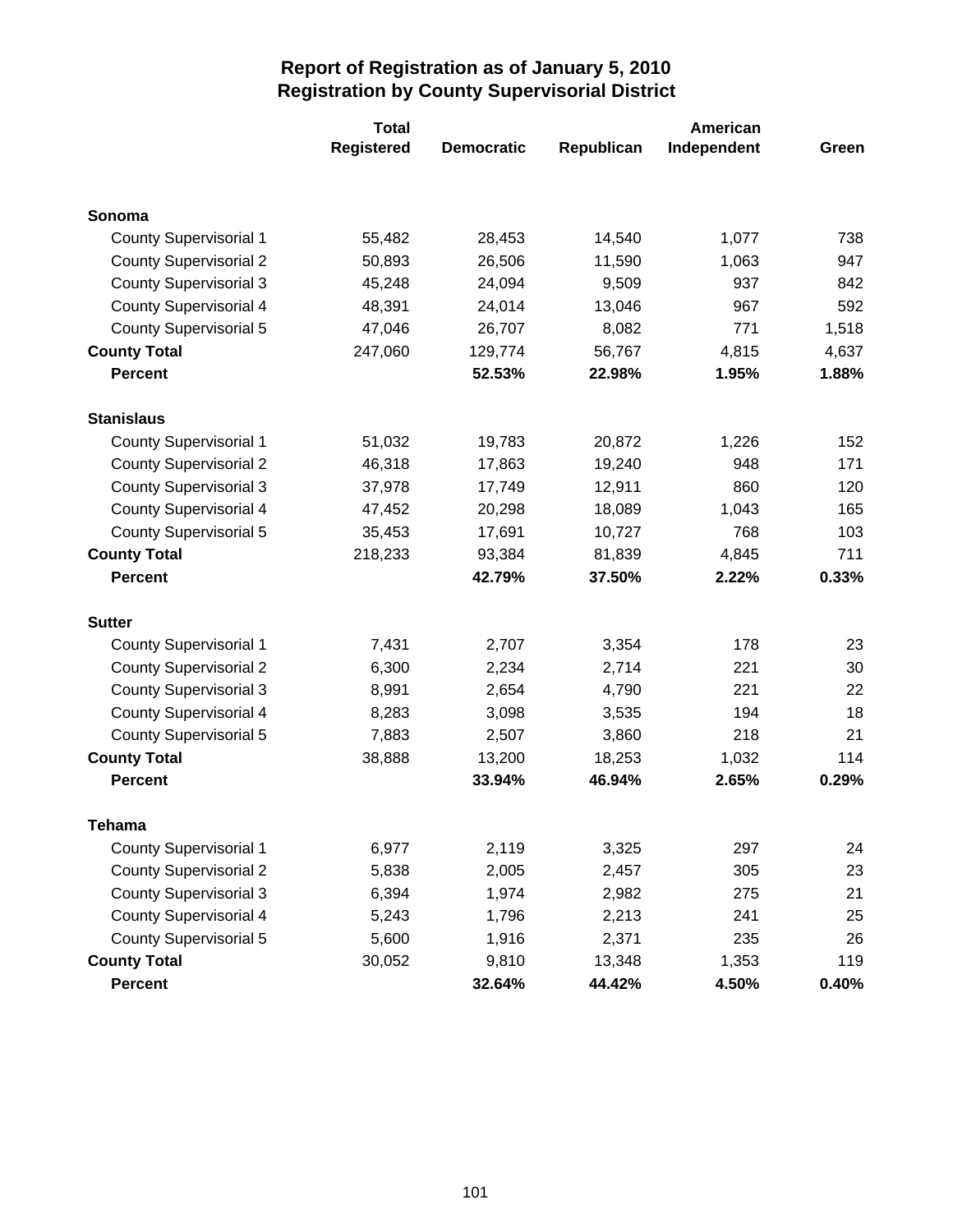# Report of Registration as of January 5, 2010
## Registration by County Supervisorial District

| | Total Registered | Democratic | Republican | American Independent | Green |
|---|---|---|---|---|---|
| **Sonoma** | | | | | |
| County Supervisorial 1 | 55,482 | 28,453 | 14,540 | 1,077 | 738 |
| County Supervisorial 2 | 50,893 | 26,506 | 11,590 | 1,063 | 947 |
| County Supervisorial 3 | 45,248 | 24,094 | 9,509 | 937 | 842 |
| County Supervisorial 4 | 48,391 | 24,014 | 13,046 | 967 | 592 |
| County Supervisorial 5 | 47,046 | 26,707 | 8,082 | 771 | 1,518 |
| **County Total** | 247,060 | 129,774 | 56,767 | 4,815 | 4,637 |
| **Percent** | | **52.53%** | **22.98%** | **1.95%** | **1.88%** |
| **Stanislaus** | | | | | |
| County Supervisorial 1 | 51,032 | 19,783 | 20,872 | 1,226 | 152 |
| County Supervisorial 2 | 46,318 | 17,863 | 19,240 | 948 | 171 |
| County Supervisorial 3 | 37,978 | 17,749 | 12,911 | 860 | 120 |
| County Supervisorial 4 | 47,452 | 20,298 | 18,089 | 1,043 | 165 |
| County Supervisorial 5 | 35,453 | 17,691 | 10,727 | 768 | 103 |
| **County Total** | 218,233 | 93,384 | 81,839 | 4,845 | 711 |
| **Percent** | | **42.79%** | **37.50%** | **2.22%** | **0.33%** |
| **Sutter** | | | | | |
| County Supervisorial 1 | 7,431 | 2,707 | 3,354 | 178 | 23 |
| County Supervisorial 2 | 6,300 | 2,234 | 2,714 | 221 | 30 |
| County Supervisorial 3 | 8,991 | 2,654 | 4,790 | 221 | 22 |
| County Supervisorial 4 | 8,283 | 3,098 | 3,535 | 194 | 18 |
| County Supervisorial 5 | 7,883 | 2,507 | 3,860 | 218 | 21 |
| **County Total** | 38,888 | 13,200 | 18,253 | 1,032 | 114 |
| **Percent** | | **33.94%** | **46.94%** | **2.65%** | **0.29%** |
| **Tehama** | | | | | |
| County Supervisorial 1 | 6,977 | 2,119 | 3,325 | 297 | 24 |
| County Supervisorial 2 | 5,838 | 2,005 | 2,457 | 305 | 23 |
| County Supervisorial 3 | 6,394 | 1,974 | 2,982 | 275 | 21 |
| County Supervisorial 4 | 5,243 | 1,796 | 2,213 | 241 | 25 |
| County Supervisorial 5 | 5,600 | 1,916 | 2,371 | 235 | 26 |
| **County Total** | 30,052 | 9,810 | 13,348 | 1,353 | 119 |
| **Percent** | | **32.64%** | **44.42%** | **4.50%** | **0.40%** |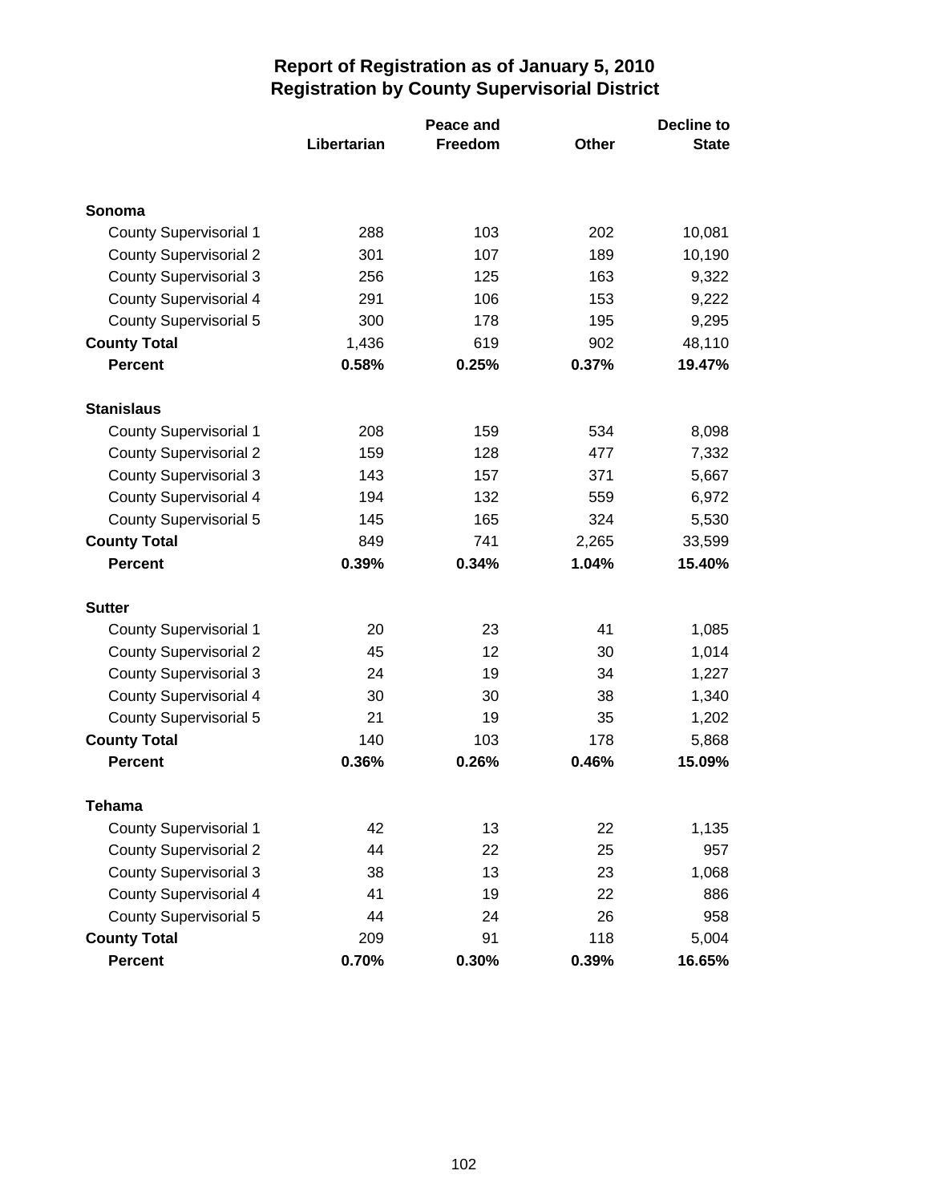# Report of Registration as of January 5, 2010
## Registration by County Supervisorial District

| | Libertarian | Peace and Freedom | Other | Decline to State |
|---|---|---|---|---|
| **Sonoma** | | | | |
| County Supervisorial 1 | 288 | 103 | 202 | 10,081 |
| County Supervisorial 2 | 301 | 107 | 189 | 10,190 |
| County Supervisorial 3 | 256 | 125 | 163 | 9,322 |
| County Supervisorial 4 | 291 | 106 | 153 | 9,222 |
| County Supervisorial 5 | 300 | 178 | 195 | 9,295 |
| **County Total** | 1,436 | 619 | 902 | 48,110 |
| **Percent** | **0.58%** | **0.25%** | **0.37%** | **19.47%** |
| **Stanislaus** | | | | |
| County Supervisorial 1 | 208 | 159 | 534 | 8,098 |
| County Supervisorial 2 | 159 | 128 | 477 | 7,332 |
| County Supervisorial 3 | 143 | 157 | 371 | 5,667 |
| County Supervisorial 4 | 194 | 132 | 559 | 6,972 |
| County Supervisorial 5 | 145 | 165 | 324 | 5,530 |
| **County Total** | 849 | 741 | 2,265 | 33,599 |
| **Percent** | **0.39%** | **0.34%** | **1.04%** | **15.40%** |
| **Sutter** | | | | |
| County Supervisorial 1 | 20 | 23 | 41 | 1,085 |
| County Supervisorial 2 | 45 | 12 | 30 | 1,014 |
| County Supervisorial 3 | 24 | 19 | 34 | 1,227 |
| County Supervisorial 4 | 30 | 30 | 38 | 1,340 |
| County Supervisorial 5 | 21 | 19 | 35 | 1,202 |
| **County Total** | 140 | 103 | 178 | 5,868 |
| **Percent** | **0.36%** | **0.26%** | **0.46%** | **15.09%** |
| **Tehama** | | | | |
| County Supervisorial 1 | 42 | 13 | 22 | 1,135 |
| County Supervisorial 2 | 44 | 22 | 25 | 957 |
| County Supervisorial 3 | 38 | 13 | 23 | 1,068 |
| County Supervisorial 4 | 41 | 19 | 22 | 886 |
| County Supervisorial 5 | 44 | 24 | 26 | 958 |
| **County Total** | 209 | 91 | 118 | 5,004 |
| **Percent** | **0.70%** | **0.30%** | **0.39%** | **16.65%** |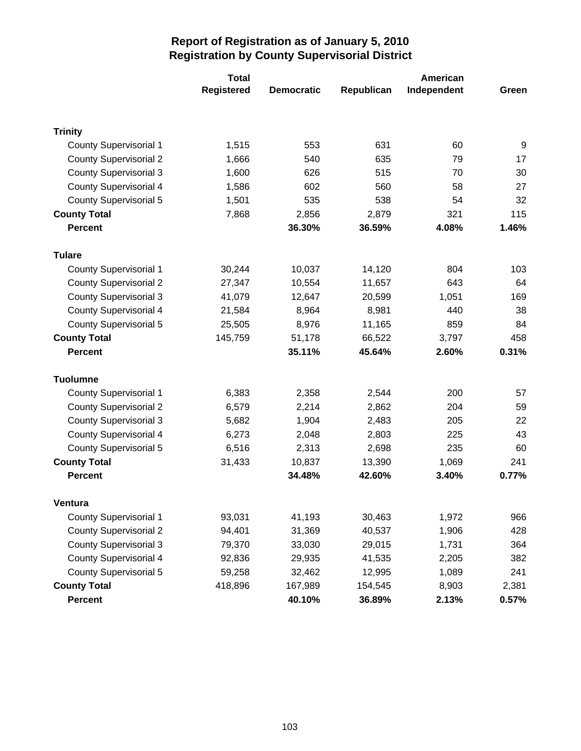# Report of Registration as of January 5, 2010
## Registration by County Supervisorial District

| | Total Registered | Democratic | Republican | American Independent | Green |
|---|---|---|---|---|---|
| **Trinity** | | | | | |
| County Supervisorial 1 | 1,515 | 553 | 631 | 60 | 9 |
| County Supervisorial 2 | 1,666 | 540 | 635 | 79 | 17 |
| County Supervisorial 3 | 1,600 | 626 | 515 | 70 | 30 |
| County Supervisorial 4 | 1,586 | 602 | 560 | 58 | 27 |
| County Supervisorial 5 | 1,501 | 535 | 538 | 54 | 32 |
| **County Total** | 7,868 | 2,856 | 2,879 | 321 | 115 |
| **Percent** | | **36.30%** | **36.59%** | **4.08%** | **1.46%** |
| **Tulare** | | | | | |
| County Supervisorial 1 | 30,244 | 10,037 | 14,120 | 804 | 103 |
| County Supervisorial 2 | 27,347 | 10,554 | 11,657 | 643 | 64 |
| County Supervisorial 3 | 41,079 | 12,647 | 20,599 | 1,051 | 169 |
| County Supervisorial 4 | 21,584 | 8,964 | 8,981 | 440 | 38 |
| County Supervisorial 5 | 25,505 | 8,976 | 11,165 | 859 | 84 |
| **County Total** | 145,759 | 51,178 | 66,522 | 3,797 | 458 |
| **Percent** | | **35.11%** | **45.64%** | **2.60%** | **0.31%** |
| **Tuolumne** | | | | | |
| County Supervisorial 1 | 6,383 | 2,358 | 2,544 | 200 | 57 |
| County Supervisorial 2 | 6,579 | 2,214 | 2,862 | 204 | 59 |
| County Supervisorial 3 | 5,682 | 1,904 | 2,483 | 205 | 22 |
| County Supervisorial 4 | 6,273 | 2,048 | 2,803 | 225 | 43 |
| County Supervisorial 5 | 6,516 | 2,313 | 2,698 | 235 | 60 |
| **County Total** | 31,433 | 10,837 | 13,390 | 1,069 | 241 |
| **Percent** | | **34.48%** | **42.60%** | **3.40%** | **0.77%** |
| **Ventura** | | | | | |
| County Supervisorial 1 | 93,031 | 41,193 | 30,463 | 1,972 | 966 |
| County Supervisorial 2 | 94,401 | 31,369 | 40,537 | 1,906 | 428 |
| County Supervisorial 3 | 79,370 | 33,030 | 29,015 | 1,731 | 364 |
| County Supervisorial 4 | 92,836 | 29,935 | 41,535 | 2,205 | 382 |
| County Supervisorial 5 | 59,258 | 32,462 | 12,995 | 1,089 | 241 |
| **County Total** | 418,896 | 167,989 | 154,545 | 8,903 | 2,381 |
| **Percent** | | **40.10%** | **36.89%** | **2.13%** | **0.57%** |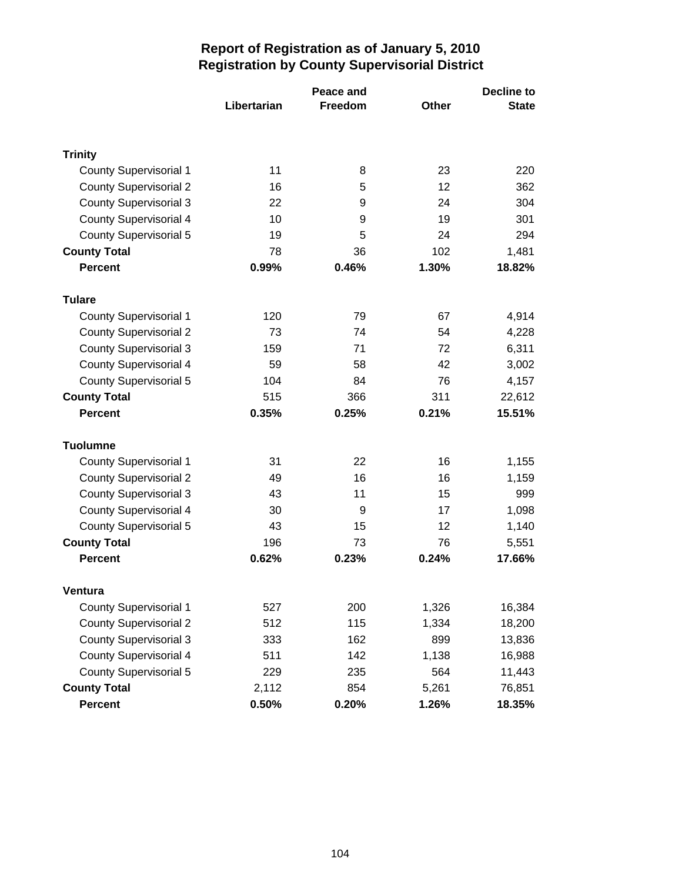# Report of Registration as of January 5, 2010
## Registration by County Supervisorial District

| | Libertarian | Peace and Freedom | Other | Decline to State |
|---|---|---|---|---|
| **Trinity** | | | | |
| County Supervisorial 1 | 11 | 8 | 23 | 220 |
| County Supervisorial 2 | 16 | 5 | 12 | 362 |
| County Supervisorial 3 | 22 | 9 | 24 | 304 |
| County Supervisorial 4 | 10 | 9 | 19 | 301 |
| County Supervisorial 5 | 19 | 5 | 24 | 294 |
| **County Total** | 78 | 36 | 102 | 1,481 |
| **Percent** | **0.99%** | **0.46%** | **1.30%** | **18.82%** |
| **Tulare** | | | | |
| County Supervisorial 1 | 120 | 79 | 67 | 4,914 |
| County Supervisorial 2 | 73 | 74 | 54 | 4,228 |
| County Supervisorial 3 | 159 | 71 | 72 | 6,311 |
| County Supervisorial 4 | 59 | 58 | 42 | 3,002 |
| County Supervisorial 5 | 104 | 84 | 76 | 4,157 |
| **County Total** | 515 | 366 | 311 | 22,612 |
| **Percent** | **0.35%** | **0.25%** | **0.21%** | **15.51%** |
| **Tuolumne** | | | | |
| County Supervisorial 1 | 31 | 22 | 16 | 1,155 |
| County Supervisorial 2 | 49 | 16 | 16 | 1,159 |
| County Supervisorial 3 | 43 | 11 | 15 | 999 |
| County Supervisorial 4 | 30 | 9 | 17 | 1,098 |
| County Supervisorial 5 | 43 | 15 | 12 | 1,140 |
| **County Total** | 196 | 73 | 76 | 5,551 |
| **Percent** | **0.62%** | **0.23%** | **0.24%** | **17.66%** |
| **Ventura** | | | | |
| County Supervisorial 1 | 527 | 200 | 1,326 | 16,384 |
| County Supervisorial 2 | 512 | 115 | 1,334 | 18,200 |
| County Supervisorial 3 | 333 | 162 | 899 | 13,836 |
| County Supervisorial 4 | 511 | 142 | 1,138 | 16,988 |
| County Supervisorial 5 | 229 | 235 | 564 | 11,443 |
| **County Total** | 2,112 | 854 | 5,261 | 76,851 |
| **Percent** | **0.50%** | **0.20%** | **1.26%** | **18.35%** |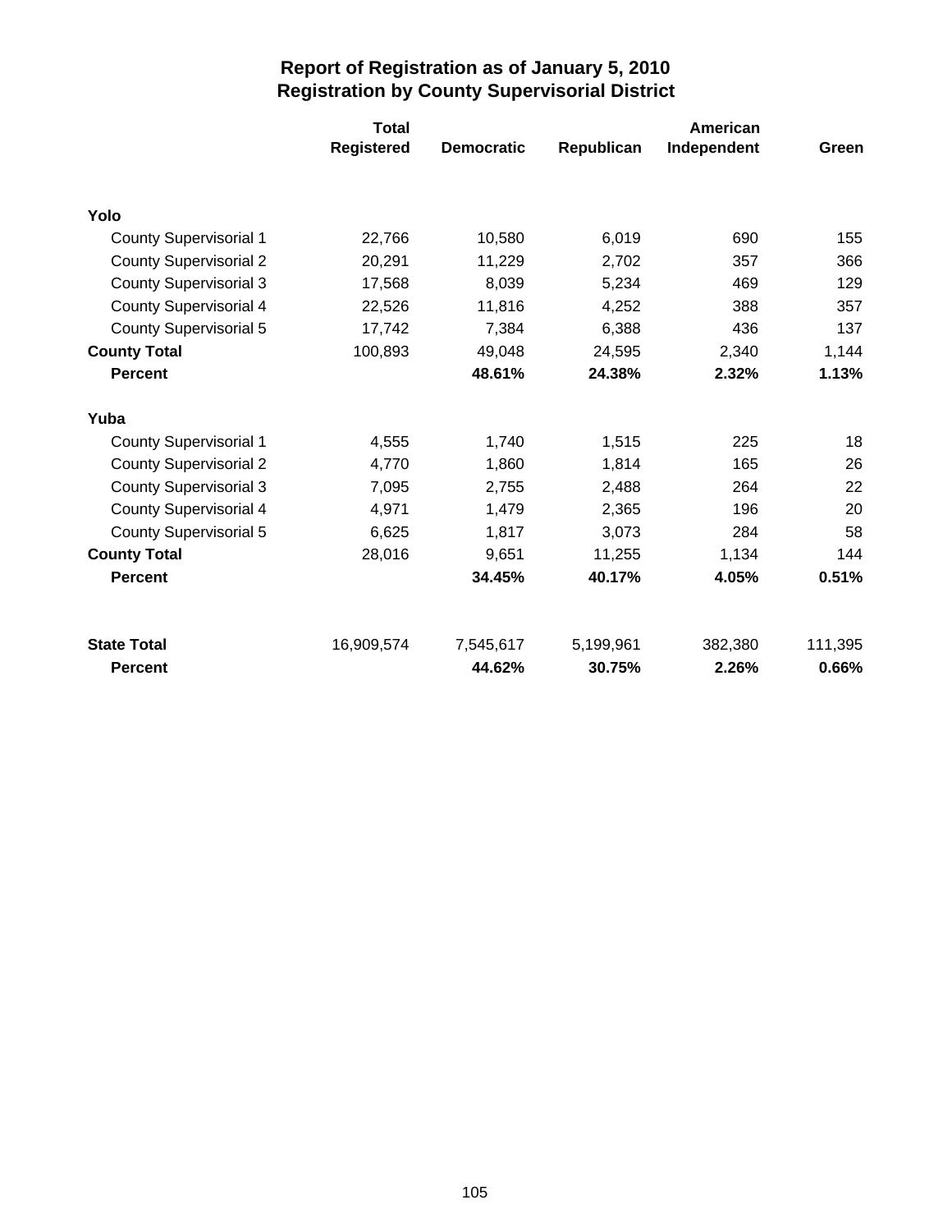# Report of Registration as of January 5, 2010
## Registration by County Supervisorial District

| | Total Registered | Democratic | Republican | American Independent | Green |
|---|---|---|---|---|---|
| **Yolo** | | | | | |
| County Supervisorial 1 | 22,766 | 10,580 | 6,019 | 690 | 155 |
| County Supervisorial 2 | 20,291 | 11,229 | 2,702 | 357 | 366 |
| County Supervisorial 3 | 17,568 | 8,039 | 5,234 | 469 | 129 |
| County Supervisorial 4 | 22,526 | 11,816 | 4,252 | 388 | 357 |
| County Supervisorial 5 | 17,742 | 7,384 | 6,388 | 436 | 137 |
| **County Total** | 100,893 | 49,048 | 24,595 | 2,340 | 1,144 |
| **Percent** | | **48.61%** | **24.38%** | **2.32%** | **1.13%** |
| **Yuba** | | | | | |
| County Supervisorial 1 | 4,555 | 1,740 | 1,515 | 225 | 18 |
| County Supervisorial 2 | 4,770 | 1,860 | 1,814 | 165 | 26 |
| County Supervisorial 3 | 7,095 | 2,755 | 2,488 | 264 | 22 |
| County Supervisorial 4 | 4,971 | 1,479 | 2,365 | 196 | 20 |
| County Supervisorial 5 | 6,625 | 1,817 | 3,073 | 284 | 58 |
| **County Total** | 28,016 | 9,651 | 11,255 | 1,134 | 144 |
| **Percent** | | **34.45%** | **40.17%** | **4.05%** | **0.51%** |
| **State Total** | 16,909,574 | 7,545,617 | 5,199,961 | 382,380 | 111,395 |
| **Percent** | | **44.62%** | **30.75%** | **2.26%** | **0.66%** |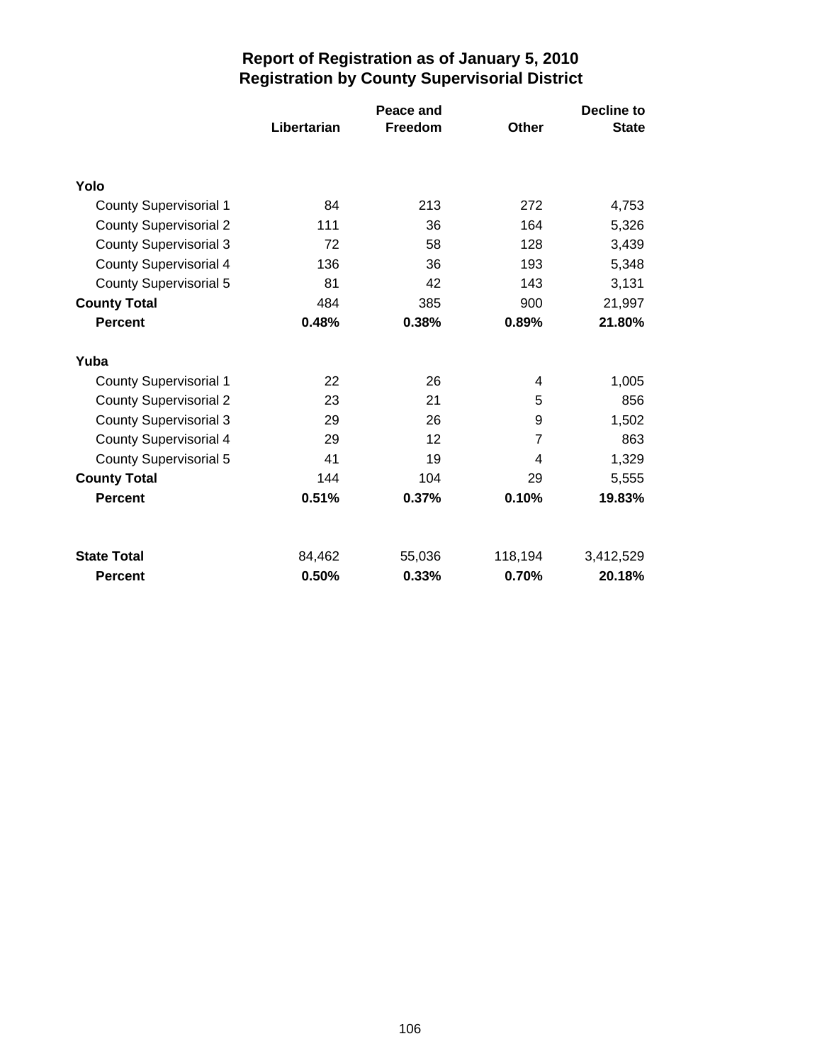# Report of Registration as of January 5, 2010
## Registration by County Supervisorial District

| | Libertarian | Peace and Freedom | Other | Decline to State |
|---|---|---|---|---|
| **Yolo** | | | | |
| County Supervisorial 1 | 84 | 213 | 272 | 4,753 |
| County Supervisorial 2 | 111 | 36 | 164 | 5,326 |
| County Supervisorial 3 | 72 | 58 | 128 | 3,439 |
| County Supervisorial 4 | 136 | 36 | 193 | 5,348 |
| County Supervisorial 5 | 81 | 42 | 143 | 3,131 |
| **County Total** | 484 | 385 | 900 | 21,997 |
| **Percent** | **0.48%** | **0.38%** | **0.89%** | **21.80%** |
| **Yuba** | | | | |
| County Supervisorial 1 | 22 | 26 | 4 | 1,005 |
| County Supervisorial 2 | 23 | 21 | 5 | 856 |
| County Supervisorial 3 | 29 | 26 | 9 | 1,502 |
| County Supervisorial 4 | 29 | 12 | 7 | 863 |
| County Supervisorial 5 | 41 | 19 | 4 | 1,329 |
| **County Total** | 144 | 104 | 29 | 5,555 |
| **Percent** | **0.51%** | **0.37%** | **0.10%** | **19.83%** |
| **State Total** | 84,462 | 55,036 | 118,194 | 3,412,529 |
| **Percent** | **0.50%** | **0.33%** | **0.70%** | **20.18%** |